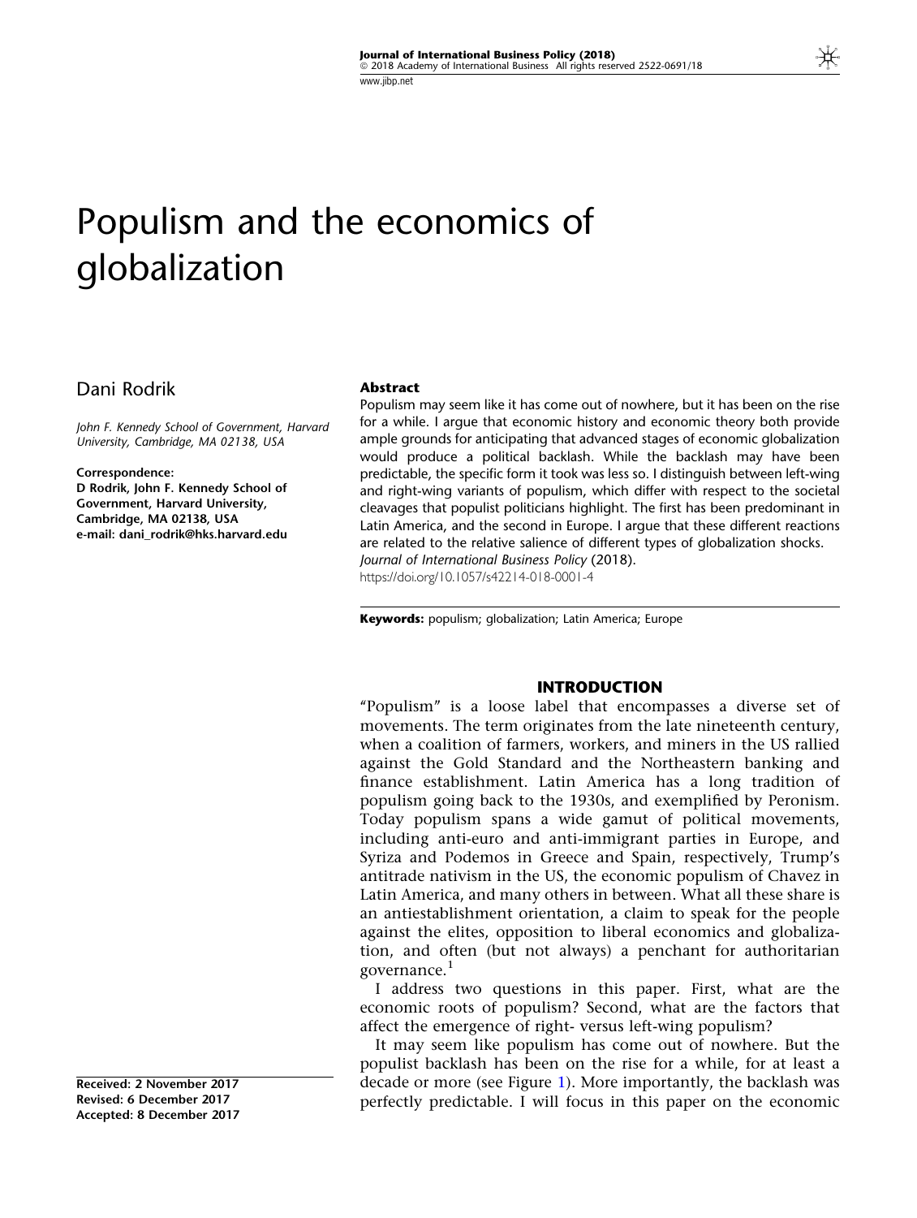# Populism and the economics of globalization

Dani Rodrik

*John F. Kennedy School of Government, Harvard University, Cambridge, MA 02138, USA*

**Correspondence:**
**D Rodrik, John F. Kennedy School of Government, Harvard University, Cambridge, MA 02138, USA**
**e-mail: dani_rodrik@hks.harvard.edu**

**Received: 2 November 2017**
**Revised: 6 December 2017**
**Accepted: 8 December 2017**

## Abstract

Populism may seem like it has come out of nowhere, but it has been on the rise for a while. I argue that economic history and economic theory both provide ample grounds for anticipating that advanced stages of economic globalization would produce a political backlash. While the backlash may have been predictable, the specific form it took was less so. I distinguish between left-wing and right-wing variants of populism, which differ with respect to the societal cleavages that populist politicians highlight. The first has been predominant in Latin America, and the second in Europe. I argue that these different reactions are related to the relative salience of different types of globalization shocks.
*Journal of International Business Policy* (2018).
https://doi.org/10.1057/s42214-018-0001-4

**Keywords:** populism; globalization; Latin America; Europe

## INTRODUCTION

"Populism" is a loose label that encompasses a diverse set of movements. The term originates from the late nineteenth century, when a coalition of farmers, workers, and miners in the US rallied against the Gold Standard and the Northeastern banking and finance establishment. Latin America has a long tradition of populism going back to the 1930s, and exemplified by Peronism. Today populism spans a wide gamut of political movements, including anti-euro and anti-immigrant parties in Europe, and Syriza and Podemos in Greece and Spain, respectively, Trump's antitrade nativism in the US, the economic populism of Chavez in Latin America, and many others in between. What all these share is an antiestablishment orientation, a claim to speak for the people against the elites, opposition to liberal economics and globalization, and often (but not always) a penchant for authoritarian governance.[1]

I address two questions in this paper. First, what are the economic roots of populism? Second, what are the factors that affect the emergence of right- versus left-wing populism?

It may seem like populism has come out of nowhere. But the populist backlash has been on the rise for a while, for at least a decade or more (see Figure 1). More importantly, the backlash was perfectly predictable. I will focus in this paper on the economic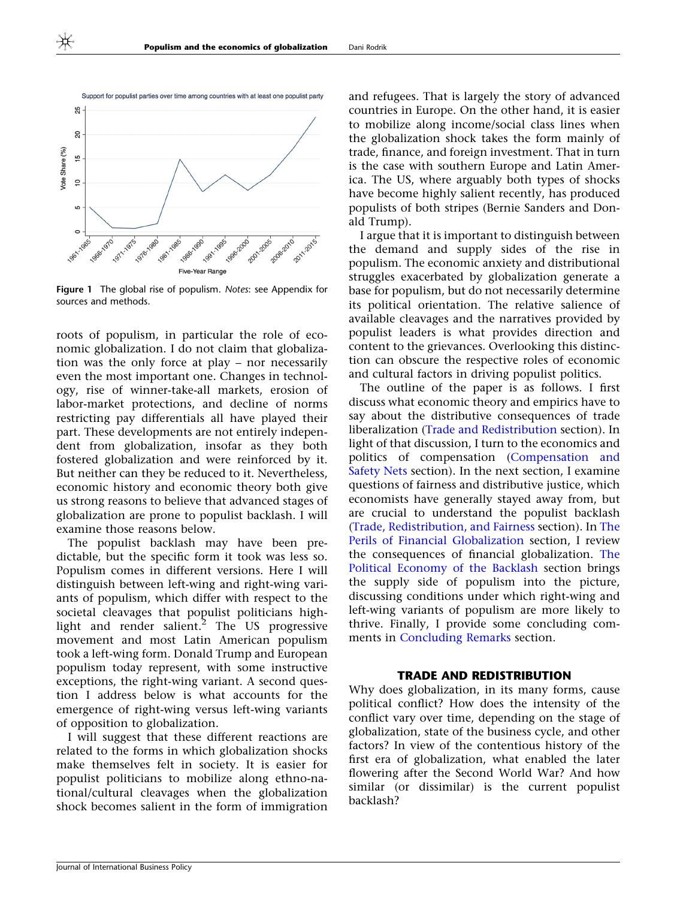Support for populist parties over time among countries with at least one populist party

Vote Share (%)

0
5
10
15
20
25

1961-1965
1966-1970
1971-1975
1976-1980
1981-1985
1986-1990
1991-1995
1996-2000
2001-2005
2006-2010
2011-2015

Five-Year Range

**Figure 1** The global rise of populism. *Notes*: see Appendix for sources and methods.

roots of populism, in particular the role of economic globalization. I do not claim that globalization was the only force at play – nor necessarily even the most important one. Changes in technology, rise of winner-take-all markets, erosion of labor-market protections, and decline of norms restricting pay differentials all have played their part. These developments are not entirely independent from globalization, insofar as they both fostered globalization and were reinforced by it. But neither can they be reduced to it. Nevertheless, economic history and economic theory both give us strong reasons to believe that advanced stages of globalization are prone to populist backlash. I will examine those reasons below.

The populist backlash may have been predictable, but the specific form it took was less so. Populism comes in different versions. Here I will distinguish between left-wing and right-wing variants of populism, which differ with respect to the societal cleavages that populist politicians highlight and render salient.[2] The US progressive movement and most Latin American populism took a left-wing form. Donald Trump and European populism today represent, with some instructive exceptions, the right-wing variant. A second question I address below is what accounts for the emergence of right-wing versus left-wing variants of opposition to globalization.

I will suggest that these different reactions are related to the forms in which globalization shocks make themselves felt in society. It is easier for populist politicians to mobilize along ethno-national/cultural cleavages when the globalization shock becomes salient in the form of immigration and refugees. That is largely the story of advanced countries in Europe. On the other hand, it is easier to mobilize along income/social class lines when the globalization shock takes the form mainly of trade, finance, and foreign investment. That in turn is the case with southern Europe and Latin America. The US, where arguably both types of shocks have become highly salient recently, has produced populists of both stripes (Bernie Sanders and Donald Trump).

I argue that it is important to distinguish between the demand and supply sides of the rise in populism. The economic anxiety and distributional struggles exacerbated by globalization generate a base for populism, but do not necessarily determine its political orientation. The relative salience of available cleavages and the narratives provided by populist leaders is what provides direction and content to the grievances. Overlooking this distinction can obscure the respective roles of economic and cultural factors in driving populist politics.

The outline of the paper is as follows. I first discuss what economic theory and empirics have to say about the distributive consequences of trade liberalization (Trade and Redistribution section). In light of that discussion, I turn to the economics and politics of compensation (Compensation and Safety Nets section). In the next section, I examine questions of fairness and distributive justice, which economists have generally stayed away from, but are crucial to understand the populist backlash (Trade, Redistribution, and Fairness section). In The Perils of Financial Globalization section, I review the consequences of financial globalization. The Political Economy of the Backlash section brings the supply side of populism into the picture, discussing conditions under which right-wing and left-wing variants of populism are more likely to thrive. Finally, I provide some concluding comments in Concluding Remarks section.

## TRADE AND REDISTRIBUTION

Why does globalization, in its many forms, cause political conflict? How does the intensity of the conflict vary over time, depending on the stage of globalization, state of the business cycle, and other factors? In view of the contentious history of the first era of globalization, what enabled the later flowering after the Second World War? And how similar (or dissimilar) is the current populist backlash?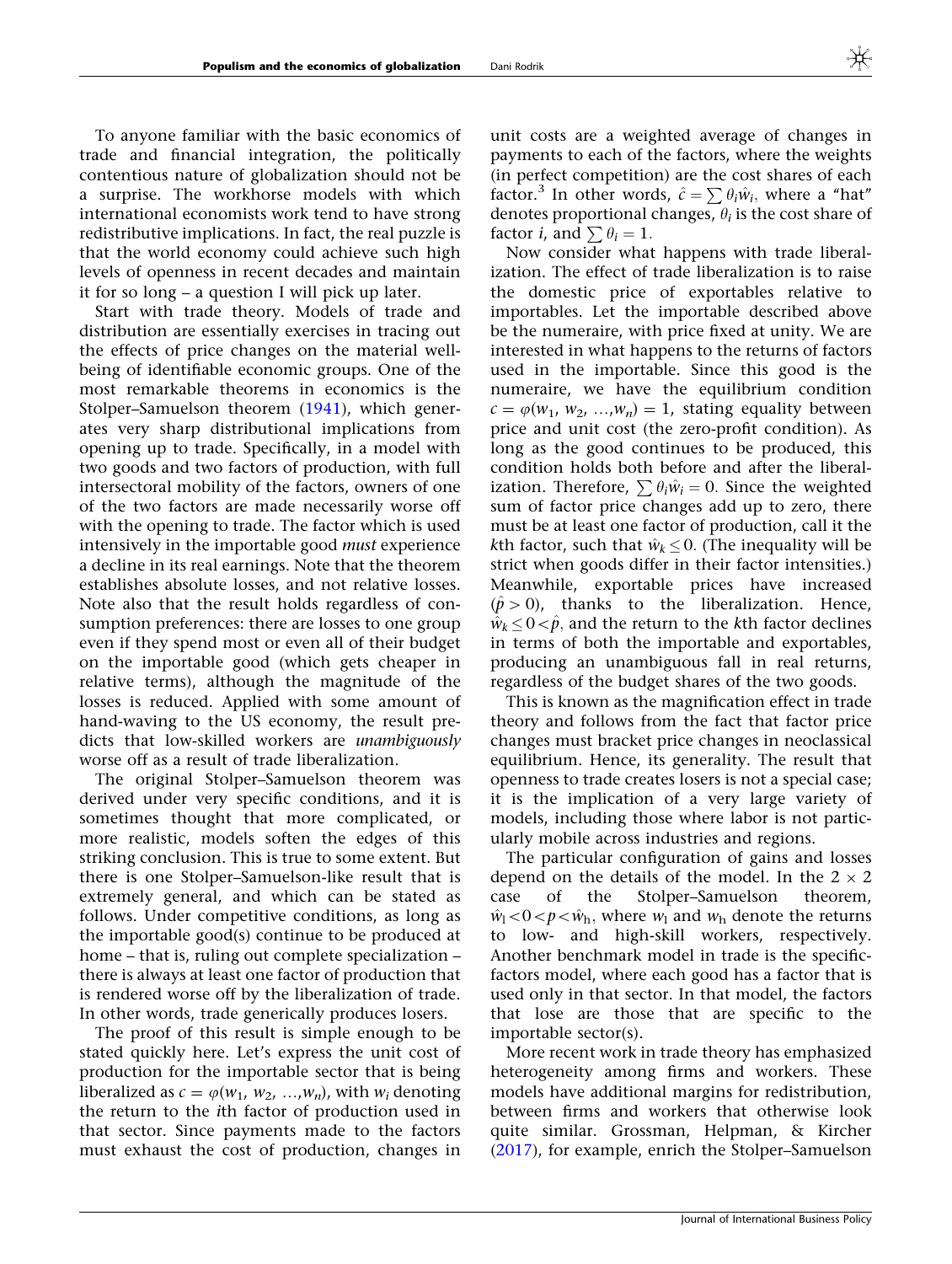To anyone familiar with the basic economics of trade and financial integration, the politically contentious nature of globalization should not be a surprise. The workhorse models with which international economists work tend to have strong redistributive implications. In fact, the real puzzle is that the world economy could achieve such high levels of openness in recent decades and maintain it for so long – a question I will pick up later.

Start with trade theory. Models of trade and distribution are essentially exercises in tracing out the effects of price changes on the material well-being of identifiable economic groups. One of the most remarkable theorems in economics is the Stolper–Samuelson theorem (1941), which generates very sharp distributional implications from opening up to trade. Specifically, in a model with two goods and two factors of production, with full intersectoral mobility of the factors, owners of one of the two factors are made necessarily worse off with the opening to trade. The factor which is used intensively in the importable good *must* experience a decline in its real earnings. Note that the theorem establishes absolute losses, and not relative losses. Note also that the result holds regardless of consumption preferences: there are losses to one group even if they spend most or even all of their budget on the importable good (which gets cheaper in relative terms), although the magnitude of the losses is reduced. Applied with some amount of hand-waving to the US economy, the result predicts that low-skilled workers are *unambiguously* worse off as a result of trade liberalization.

The original Stolper–Samuelson theorem was derived under very specific conditions, and it is sometimes thought that more complicated, or more realistic, models soften the edges of this striking conclusion. This is true to some extent. But there is one Stolper–Samuelson-like result that is extremely general, and which can be stated as follows. Under competitive conditions, as long as the importable good(s) continue to be produced at home – that is, ruling out complete specialization – there is always at least one factor of production that is rendered worse off by the liberalization of trade. In other words, trade generically produces losers.

The proof of this result is simple enough to be stated quickly here. Let's express the unit cost of production for the importable sector that is being liberalized as $c = \varphi(w_1, w_2, \ldots, w_n)$, with $w_i$ denoting the return to the $i$th factor of production used in that sector. Since payments made to the factors must exhaust the cost of production, changes in unit costs are a weighted average of changes in payments to each of the factors, where the weights (in perfect competition) are the cost shares of each factor.[3] In other words, $\hat{c} = \sum \theta_i \hat{w}_i$, where a "hat" denotes proportional changes, $\theta_i$ is the cost share of factor $i$, and $\sum \theta_i = 1$.

Now consider what happens with trade liberalization. The effect of trade liberalization is to raise the domestic price of exportables relative to importables. Let the importable described above be the numeraire, with price fixed at unity. We are interested in what happens to the returns of factors used in the importable. Since this good is the numeraire, we have the equilibrium condition $c = \varphi(w_1, w_2, \ldots, w_n) = 1$, stating equality between price and unit cost (the zero-profit condition). As long as the good continues to be produced, this condition holds both before and after the liberalization. Therefore, $\sum \theta_i \hat{w}_i = 0$. Since the weighted sum of factor price changes add up to zero, there must be at least one factor of production, call it the $k$th factor, such that $\hat{w}_k \leq 0$. (The inequality will be strict when goods differ in their factor intensities.) Meanwhile, exportable prices have increased ($\hat{p} > 0$), thanks to the liberalization. Hence, $\hat{w}_k \leq 0 < \hat{p}$, and the return to the $k$th factor declines in terms of both the importable and exportables, producing an unambiguous fall in real returns, regardless of the budget shares of the two goods.

This is known as the magnification effect in trade theory and follows from the fact that factor price changes must bracket price changes in neoclassical equilibrium. Hence, its generality. The result that openness to trade creates losers is not a special case; it is the implication of a very large variety of models, including those where labor is not particularly mobile across industries and regions.

The particular configuration of gains and losses depend on the details of the model. In the 2 × 2 case of the Stolper–Samuelson theorem, $\hat{w}_l < 0 < p < \hat{w}_h$, where $w_l$ and $w_h$ denote the returns to low- and high-skill workers, respectively. Another benchmark model in trade is the specific-factors model, where each good has a factor that is used only in that sector. In that model, the factors that lose are those that are specific to the importable sector(s).

More recent work in trade theory has emphasized heterogeneity among firms and workers. These models have additional margins for redistribution, between firms and workers that otherwise look quite similar. Grossman, Helpman, & Kircher (2017), for example, enrich the Stolper–Samuelson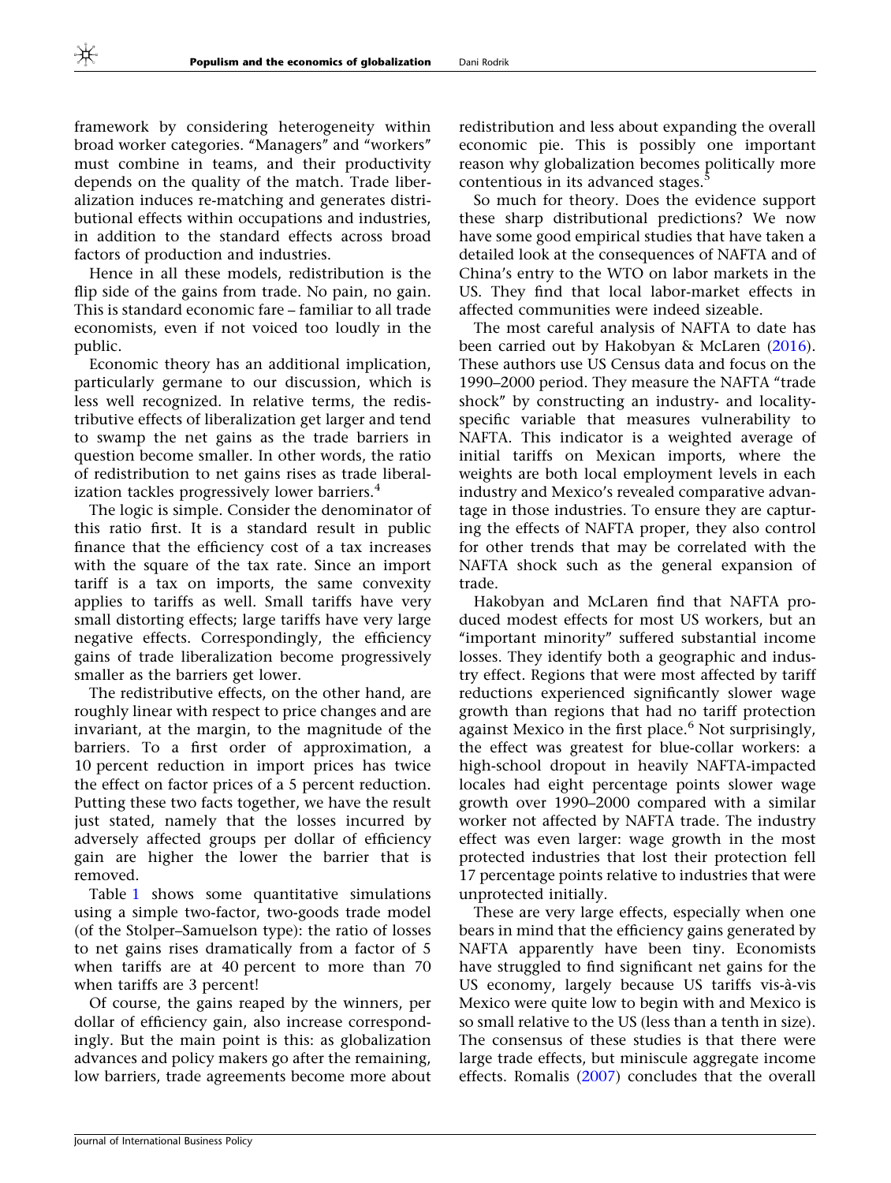framework by considering heterogeneity within broad worker categories. "Managers" and "workers" must combine in teams, and their productivity depends on the quality of the match. Trade liberalization induces re-matching and generates distributional effects within occupations and industries, in addition to the standard effects across broad factors of production and industries.

Hence in all these models, redistribution is the flip side of the gains from trade. No pain, no gain. This is standard economic fare – familiar to all trade economists, even if not voiced too loudly in the public.

Economic theory has an additional implication, particularly germane to our discussion, which is less well recognized. In relative terms, the redistributive effects of liberalization get larger and tend to swamp the net gains as the trade barriers in question become smaller. In other words, the ratio of redistribution to net gains rises as trade liberalization tackles progressively lower barriers.[4]

The logic is simple. Consider the denominator of this ratio first. It is a standard result in public finance that the efficiency cost of a tax increases with the square of the tax rate. Since an import tariff is a tax on imports, the same convexity applies to tariffs as well. Small tariffs have very small distorting effects; large tariffs have very large negative effects. Correspondingly, the efficiency gains of trade liberalization become progressively smaller as the barriers get lower.

The redistributive effects, on the other hand, are roughly linear with respect to price changes and are invariant, at the margin, to the magnitude of the barriers. To a first order of approximation, a 10 percent reduction in import prices has twice the effect on factor prices of a 5 percent reduction. Putting these two facts together, we have the result just stated, namely that the losses incurred by adversely affected groups per dollar of efficiency gain are higher the lower the barrier that is removed.

Table 1 shows some quantitative simulations using a simple two-factor, two-goods trade model (of the Stolper–Samuelson type): the ratio of losses to net gains rises dramatically from a factor of 5 when tariffs are at 40 percent to more than 70 when tariffs are 3 percent!

Of course, the gains reaped by the winners, per dollar of efficiency gain, also increase correspondingly. But the main point is this: as globalization advances and policy makers go after the remaining, low barriers, trade agreements become more about redistribution and less about expanding the overall economic pie. This is possibly one important reason why globalization becomes politically more contentious in its advanced stages.[5]

So much for theory. Does the evidence support these sharp distributional predictions? We now have some good empirical studies that have taken a detailed look at the consequences of NAFTA and of China's entry to the WTO on labor markets in the US. They find that local labor-market effects in affected communities were indeed sizeable.

The most careful analysis of NAFTA to date has been carried out by Hakobyan & McLaren (2016). These authors use US Census data and focus on the 1990–2000 period. They measure the NAFTA "trade shock" by constructing an industry- and locality-specific variable that measures vulnerability to NAFTA. This indicator is a weighted average of initial tariffs on Mexican imports, where the weights are both local employment levels in each industry and Mexico's revealed comparative advantage in those industries. To ensure they are capturing the effects of NAFTA proper, they also control for other trends that may be correlated with the NAFTA shock such as the general expansion of trade.

Hakobyan and McLaren find that NAFTA produced modest effects for most US workers, but an "important minority" suffered substantial income losses. They identify both a geographic and industry effect. Regions that were most affected by tariff reductions experienced significantly slower wage growth than regions that had no tariff protection against Mexico in the first place.[6] Not surprisingly, the effect was greatest for blue-collar workers: a high-school dropout in heavily NAFTA-impacted locales had eight percentage points slower wage growth over 1990–2000 compared with a similar worker not affected by NAFTA trade. The industry effect was even larger: wage growth in the most protected industries that lost their protection fell 17 percentage points relative to industries that were unprotected initially.

These are very large effects, especially when one bears in mind that the efficiency gains generated by NAFTA apparently have been tiny. Economists have struggled to find significant net gains for the US economy, largely because US tariffs vis-à-vis Mexico were quite low to begin with and Mexico is so small relative to the US (less than a tenth in size). The consensus of these studies is that there were large trade effects, but miniscule aggregate income effects. Romalis (2007) concludes that the overall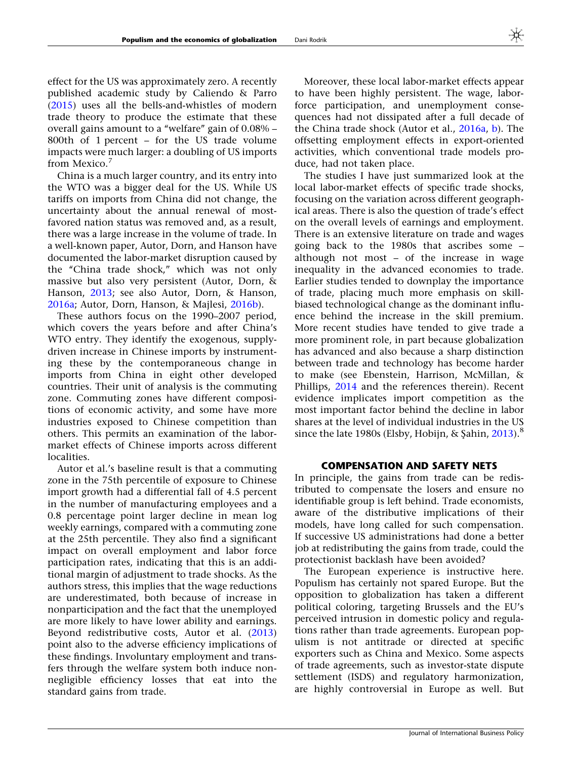effect for the US was approximately zero. A recently published academic study by Caliendo & Parro (2015) uses all the bells-and-whistles of modern trade theory to produce the estimate that these overall gains amount to a "welfare" gain of 0.08% – 800th of 1 percent – for the US trade volume impacts were much larger: a doubling of US imports from Mexico.[7]

China is a much larger country, and its entry into the WTO was a bigger deal for the US. While US tariffs on imports from China did not change, the uncertainty about the annual renewal of most-favored nation status was removed and, as a result, there was a large increase in the volume of trade. In a well-known paper, Autor, Dorn, and Hanson have documented the labor-market disruption caused by the "China trade shock," which was not only massive but also very persistent (Autor, Dorn, & Hanson, 2013; see also Autor, Dorn, & Hanson, 2016a; Autor, Dorn, Hanson, & Majlesi, 2016b).

These authors focus on the 1990–2007 period, which covers the years before and after China's WTO entry. They identify the exogenous, supply-driven increase in Chinese imports by instrumenting these by the contemporaneous change in imports from China in eight other developed countries. Their unit of analysis is the commuting zone. Commuting zones have different compositions of economic activity, and some have more industries exposed to Chinese competition than others. This permits an examination of the labor-market effects of Chinese imports across different localities.

Autor et al.'s baseline result is that a commuting zone in the 75th percentile of exposure to Chinese import growth had a differential fall of 4.5 percent in the number of manufacturing employees and a 0.8 percentage point larger decline in mean log weekly earnings, compared with a commuting zone at the 25th percentile. They also find a significant impact on overall employment and labor force participation rates, indicating that this is an additional margin of adjustment to trade shocks. As the authors stress, this implies that the wage reductions are underestimated, both because of increase in nonparticipation and the fact that the unemployed are more likely to have lower ability and earnings. Beyond redistributive costs, Autor et al. (2013) point also to the adverse efficiency implications of these findings. Involuntary employment and transfers through the welfare system both induce non-negligible efficiency losses that eat into the standard gains from trade.

Moreover, these local labor-market effects appear to have been highly persistent. The wage, labor-force participation, and unemployment consequences had not dissipated after a full decade of the China trade shock (Autor et al., 2016a, b). The offsetting employment effects in export-oriented activities, which conventional trade models produce, had not taken place.

The studies I have just summarized look at the local labor-market effects of specific trade shocks, focusing on the variation across different geographical areas. There is also the question of trade's effect on the overall levels of earnings and employment. There is an extensive literature on trade and wages going back to the 1980s that ascribes some – although not most – of the increase in wage inequality in the advanced economies to trade. Earlier studies tended to downplay the importance of trade, placing much more emphasis on skill-biased technological change as the dominant influence behind the increase in the skill premium. More recent studies have tended to give trade a more prominent role, in part because globalization has advanced and also because a sharp distinction between trade and technology has become harder to make (see Ebenstein, Harrison, McMillan, & Phillips, 2014 and the references therein). Recent evidence implicates import competition as the most important factor behind the decline in labor shares at the level of individual industries in the US since the late 1980s (Elsby, Hobijn, & Şahin, 2013).[8]

## COMPENSATION AND SAFETY NETS

In principle, the gains from trade can be redistributed to compensate the losers and ensure no identifiable group is left behind. Trade economists, aware of the distributive implications of their models, have long called for such compensation. If successive US administrations had done a better job at redistributing the gains from trade, could the protectionist backlash have been avoided?

The European experience is instructive here. Populism has certainly not spared Europe. But the opposition to globalization has taken a different political coloring, targeting Brussels and the EU's perceived intrusion in domestic policy and regulations rather than trade agreements. European populism is not antitrade or directed at specific exporters such as China and Mexico. Some aspects of trade agreements, such as investor-state dispute settlement (ISDS) and regulatory harmonization, are highly controversial in Europe as well. But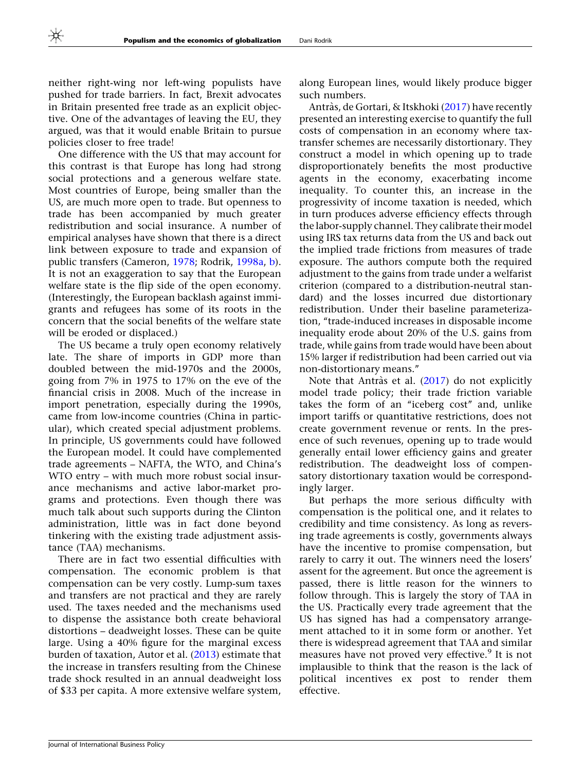neither right-wing nor left-wing populists have pushed for trade barriers. In fact, Brexit advocates in Britain presented free trade as an explicit objective. One of the advantages of leaving the EU, they argued, was that it would enable Britain to pursue policies closer to free trade!

One difference with the US that may account for this contrast is that Europe has long had strong social protections and a generous welfare state. Most countries of Europe, being smaller than the US, are much more open to trade. But openness to trade has been accompanied by much greater redistribution and social insurance. A number of empirical analyses have shown that there is a direct link between exposure to trade and expansion of public transfers (Cameron, 1978; Rodrik, 1998a, b). It is not an exaggeration to say that the European welfare state is the flip side of the open economy. (Interestingly, the European backlash against immigrants and refugees has some of its roots in the concern that the social benefits of the welfare state will be eroded or displaced.)

The US became a truly open economy relatively late. The share of imports in GDP more than doubled between the mid-1970s and the 2000s, going from 7% in 1975 to 17% on the eve of the financial crisis in 2008. Much of the increase in import penetration, especially during the 1990s, came from low-income countries (China in particular), which created special adjustment problems. In principle, US governments could have followed the European model. It could have complemented trade agreements – NAFTA, the WTO, and China's WTO entry – with much more robust social insurance mechanisms and active labor-market programs and protections. Even though there was much talk about such supports during the Clinton administration, little was in fact done beyond tinkering with the existing trade adjustment assistance (TAA) mechanisms.

There are in fact two essential difficulties with compensation. The economic problem is that compensation can be very costly. Lump-sum taxes and transfers are not practical and they are rarely used. The taxes needed and the mechanisms used to dispense the assistance both create behavioral distortions – deadweight losses. These can be quite large. Using a 40% figure for the marginal excess burden of taxation, Autor et al. (2013) estimate that the increase in transfers resulting from the Chinese trade shock resulted in an annual deadweight loss of $33 per capita. A more extensive welfare system, along European lines, would likely produce bigger such numbers.

Antràs, de Gortari, & Itskhoki (2017) have recently presented an interesting exercise to quantify the full costs of compensation in an economy where tax-transfer schemes are necessarily distortionary. They construct a model in which opening up to trade disproportionately benefits the most productive agents in the economy, exacerbating income inequality. To counter this, an increase in the progressivity of income taxation is needed, which in turn produces adverse efficiency effects through the labor-supply channel. They calibrate their model using IRS tax returns data from the US and back out the implied trade frictions from measures of trade exposure. The authors compute both the required adjustment to the gains from trade under a welfarist criterion (compared to a distribution-neutral standard) and the losses incurred due distortionary redistribution. Under their baseline parameterization, "trade-induced increases in disposable income inequality erode about 20% of the U.S. gains from trade, while gains from trade would have been about 15% larger if redistribution had been carried out via non-distortionary means."

Note that Antràs et al. (2017) do not explicitly model trade policy; their trade friction variable takes the form of an "iceberg cost" and, unlike import tariffs or quantitative restrictions, does not create government revenue or rents. In the presence of such revenues, opening up to trade would generally entail lower efficiency gains and greater redistribution. The deadweight loss of compensatory distortionary taxation would be correspondingly larger.

But perhaps the more serious difficulty with compensation is the political one, and it relates to credibility and time consistency. As long as reversing trade agreements is costly, governments always have the incentive to promise compensation, but rarely to carry it out. The winners need the losers' assent for the agreement. But once the agreement is passed, there is little reason for the winners to follow through. This is largely the story of TAA in the US. Practically every trade agreement that the US has signed has had a compensatory arrangement attached to it in some form or another. Yet there is widespread agreement that TAA and similar measures have not proved very effective.[9] It is not implausible to think that the reason is the lack of political incentives ex post to render them effective.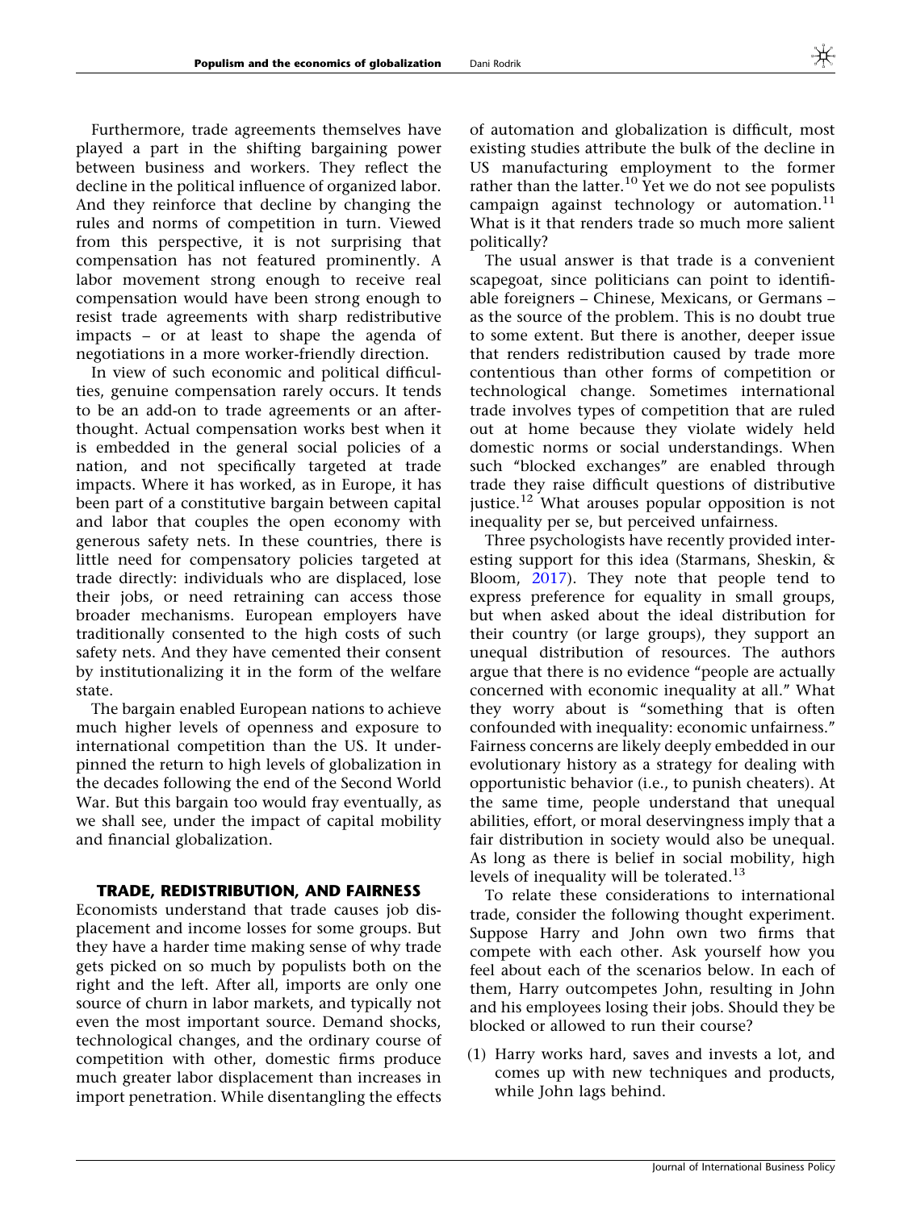Furthermore, trade agreements themselves have played a part in the shifting bargaining power between business and workers. They reflect the decline in the political influence of organized labor. And they reinforce that decline by changing the rules and norms of competition in turn. Viewed from this perspective, it is not surprising that compensation has not featured prominently. A labor movement strong enough to receive real compensation would have been strong enough to resist trade agreements with sharp redistributive impacts – or at least to shape the agenda of negotiations in a more worker-friendly direction.

In view of such economic and political difficulties, genuine compensation rarely occurs. It tends to be an add-on to trade agreements or an afterthought. Actual compensation works best when it is embedded in the general social policies of a nation, and not specifically targeted at trade impacts. Where it has worked, as in Europe, it has been part of a constitutive bargain between capital and labor that couples the open economy with generous safety nets. In these countries, there is little need for compensatory policies targeted at trade directly: individuals who are displaced, lose their jobs, or need retraining can access those broader mechanisms. European employers have traditionally consented to the high costs of such safety nets. And they have cemented their consent by institutionalizing it in the form of the welfare state.

The bargain enabled European nations to achieve much higher levels of openness and exposure to international competition than the US. It underpinned the return to high levels of globalization in the decades following the end of the Second World War. But this bargain too would fray eventually, as we shall see, under the impact of capital mobility and financial globalization.

## TRADE, REDISTRIBUTION, AND FAIRNESS

Economists understand that trade causes job displacement and income losses for some groups. But they have a harder time making sense of why trade gets picked on so much by populists both on the right and the left. After all, imports are only one source of churn in labor markets, and typically not even the most important source. Demand shocks, technological changes, and the ordinary course of competition with other, domestic firms produce much greater labor displacement than increases in import penetration. While disentangling the effects of automation and globalization is difficult, most existing studies attribute the bulk of the decline in US manufacturing employment to the former rather than the latter.[10] Yet we do not see populists campaign against technology or automation.[11] What is it that renders trade so much more salient politically?

The usual answer is that trade is a convenient scapegoat, since politicians can point to identifiable foreigners – Chinese, Mexicans, or Germans – as the source of the problem. This is no doubt true to some extent. But there is another, deeper issue that renders redistribution caused by trade more contentious than other forms of competition or technological change. Sometimes international trade involves types of competition that are ruled out at home because they violate widely held domestic norms or social understandings. When such "blocked exchanges" are enabled through trade they raise difficult questions of distributive justice.[12] What arouses popular opposition is not inequality per se, but perceived unfairness.

Three psychologists have recently provided interesting support for this idea (Starmans, Sheskin, & Bloom, 2017). They note that people tend to express preference for equality in small groups, but when asked about the ideal distribution for their country (or large groups), they support an unequal distribution of resources. The authors argue that there is no evidence "people are actually concerned with economic inequality at all." What they worry about is "something that is often confounded with inequality: economic unfairness." Fairness concerns are likely deeply embedded in our evolutionary history as a strategy for dealing with opportunistic behavior (i.e., to punish cheaters). At the same time, people understand that unequal abilities, effort, or moral deservingness imply that a fair distribution in society would also be unequal. As long as there is belief in social mobility, high levels of inequality will be tolerated.[13]

To relate these considerations to international trade, consider the following thought experiment. Suppose Harry and John own two firms that compete with each other. Ask yourself how you feel about each of the scenarios below. In each of them, Harry outcompetes John, resulting in John and his employees losing their jobs. Should they be blocked or allowed to run their course?

(1) Harry works hard, saves and invests a lot, and comes up with new techniques and products, while John lags behind.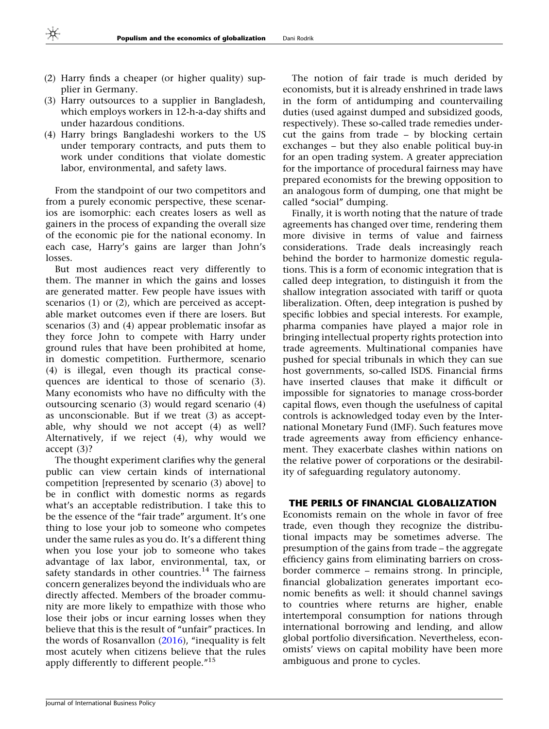(2) Harry finds a cheaper (or higher quality) supplier in Germany.
(3) Harry outsources to a supplier in Bangladesh, which employs workers in 12-h-a-day shifts and under hazardous conditions.
(4) Harry brings Bangladeshi workers to the US under temporary contracts, and puts them to work under conditions that violate domestic labor, environmental, and safety laws.

From the standpoint of our two competitors and from a purely economic perspective, these scenarios are isomorphic: each creates losers as well as gainers in the process of expanding the overall size of the economic pie for the national economy. In each case, Harry's gains are larger than John's losses.

But most audiences react very differently to them. The manner in which the gains and losses are generated matter. Few people have issues with scenarios (1) or (2), which are perceived as acceptable market outcomes even if there are losers. But scenarios (3) and (4) appear problematic insofar as they force John to compete with Harry under ground rules that have been prohibited at home, in domestic competition. Furthermore, scenario (4) is illegal, even though its practical consequences are identical to those of scenario (3). Many economists who have no difficulty with the outsourcing scenario (3) would regard scenario (4) as unconscionable. But if we treat (3) as acceptable, why should we not accept (4) as well? Alternatively, if we reject (4), why would we accept (3)?

The thought experiment clarifies why the general public can view certain kinds of international competition [represented by scenario (3) above] to be in conflict with domestic norms as regards what's an acceptable redistribution. I take this to be the essence of the "fair trade" argument. It's one thing to lose your job to someone who competes under the same rules as you do. It's a different thing when you lose your job to someone who takes advantage of lax labor, environmental, tax, or safety standards in other countries.[14] The fairness concern generalizes beyond the individuals who are directly affected. Members of the broader community are more likely to empathize with those who lose their jobs or incur earning losses when they believe that this is the result of "unfair" practices. In the words of Rosanvallon (2016), "inequality is felt most acutely when citizens believe that the rules apply differently to different people."[15]

The notion of fair trade is much derided by economists, but it is already enshrined in trade laws in the form of antidumping and countervailing duties (used against dumped and subsidized goods, respectively). These so-called trade remedies undercut the gains from trade – by blocking certain exchanges – but they also enable political buy-in for an open trading system. A greater appreciation for the importance of procedural fairness may have prepared economists for the brewing opposition to an analogous form of dumping, one that might be called "social" dumping.

Finally, it is worth noting that the nature of trade agreements has changed over time, rendering them more divisive in terms of value and fairness considerations. Trade deals increasingly reach behind the border to harmonize domestic regulations. This is a form of economic integration that is called deep integration, to distinguish it from the shallow integration associated with tariff or quota liberalization. Often, deep integration is pushed by specific lobbies and special interests. For example, pharma companies have played a major role in bringing intellectual property rights protection into trade agreements. Multinational companies have pushed for special tribunals in which they can sue host governments, so-called ISDS. Financial firms have inserted clauses that make it difficult or impossible for signatories to manage cross-border capital flows, even though the usefulness of capital controls is acknowledged today even by the International Monetary Fund (IMF). Such features move trade agreements away from efficiency enhancement. They exacerbate clashes within nations on the relative power of corporations or the desirability of safeguarding regulatory autonomy.

## THE PERILS OF FINANCIAL GLOBALIZATION

Economists remain on the whole in favor of free trade, even though they recognize the distributional impacts may be sometimes adverse. The presumption of the gains from trade – the aggregate efficiency gains from eliminating barriers on cross-border commerce – remains strong. In principle, financial globalization generates important economic benefits as well: it should channel savings to countries where returns are higher, enable intertemporal consumption for nations through international borrowing and lending, and allow global portfolio diversification. Nevertheless, economists' views on capital mobility have been more ambiguous and prone to cycles.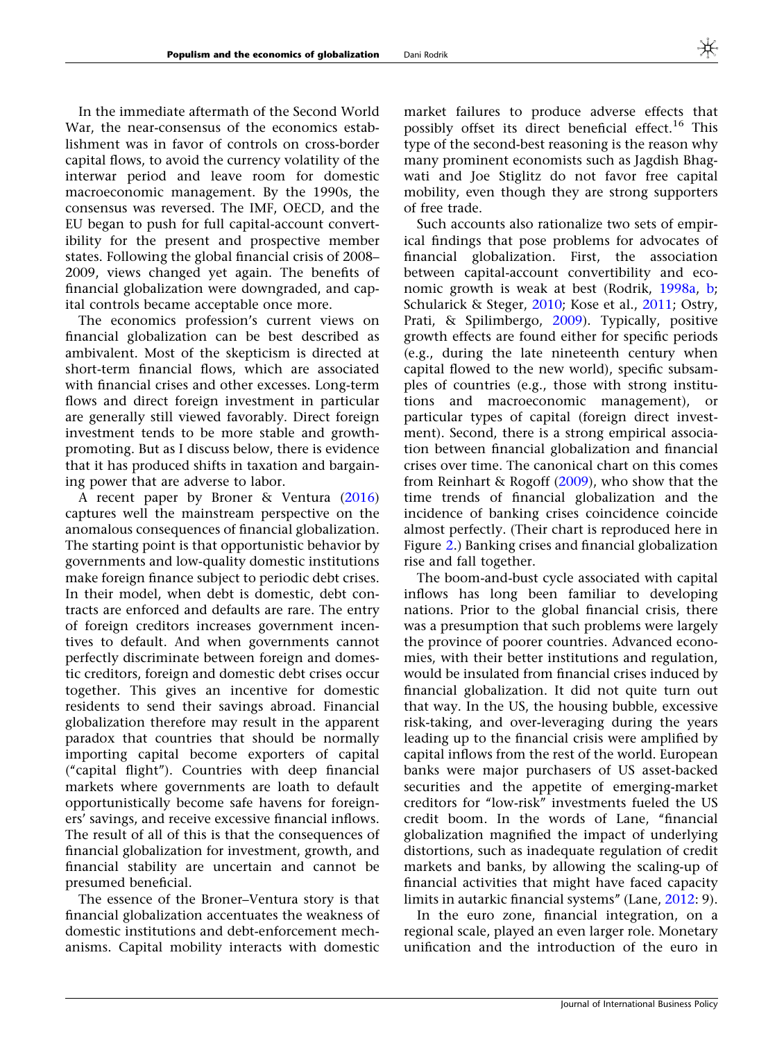In the immediate aftermath of the Second World War, the near-consensus of the economics establishment was in favor of controls on cross-border capital flows, to avoid the currency volatility of the interwar period and leave room for domestic macroeconomic management. By the 1990s, the consensus was reversed. The IMF, OECD, and the EU began to push for full capital-account convertibility for the present and prospective member states. Following the global financial crisis of 2008–2009, views changed yet again. The benefits of financial globalization were downgraded, and capital controls became acceptable once more.

The economics profession's current views on financial globalization can be best described as ambivalent. Most of the skepticism is directed at short-term financial flows, which are associated with financial crises and other excesses. Long-term flows and direct foreign investment in particular are generally still viewed favorably. Direct foreign investment tends to be more stable and growth-promoting. But as I discuss below, there is evidence that it has produced shifts in taxation and bargaining power that are adverse to labor.

A recent paper by Broner & Ventura (2016) captures well the mainstream perspective on the anomalous consequences of financial globalization. The starting point is that opportunistic behavior by governments and low-quality domestic institutions make foreign finance subject to periodic debt crises. In their model, when debt is domestic, debt contracts are enforced and defaults are rare. The entry of foreign creditors increases government incentives to default. And when governments cannot perfectly discriminate between foreign and domestic creditors, foreign and domestic debt crises occur together. This gives an incentive for domestic residents to send their savings abroad. Financial globalization therefore may result in the apparent paradox that countries that should be normally importing capital become exporters of capital ("capital flight"). Countries with deep financial markets where governments are loath to default opportunistically become safe havens for foreigners' savings, and receive excessive financial inflows. The result of all of this is that the consequences of financial globalization for investment, growth, and financial stability are uncertain and cannot be presumed beneficial.

The essence of the Broner–Ventura story is that financial globalization accentuates the weakness of domestic institutions and debt-enforcement mechanisms. Capital mobility interacts with domestic market failures to produce adverse effects that possibly offset its direct beneficial effect.[16] This type of the second-best reasoning is the reason why many prominent economists such as Jagdish Bhagwati and Joe Stiglitz do not favor free capital mobility, even though they are strong supporters of free trade.

Such accounts also rationalize two sets of empirical findings that pose problems for advocates of financial globalization. First, the association between capital-account convertibility and economic growth is weak at best (Rodrik, 1998a, b; Schularick & Steger, 2010; Kose et al., 2011; Ostry, Prati, & Spilimbergo, 2009). Typically, positive growth effects are found either for specific periods (e.g., during the late nineteenth century when capital flowed to the new world), specific subsamples of countries (e.g., those with strong institutions and macroeconomic management), or particular types of capital (foreign direct investment). Second, there is a strong empirical association between financial globalization and financial crises over time. The canonical chart on this comes from Reinhart & Rogoff (2009), who show that the time trends of financial globalization and the incidence of banking crises coincidence coincide almost perfectly. (Their chart is reproduced here in Figure 2.) Banking crises and financial globalization rise and fall together.

The boom-and-bust cycle associated with capital inflows has long been familiar to developing nations. Prior to the global financial crisis, there was a presumption that such problems were largely the province of poorer countries. Advanced economies, with their better institutions and regulation, would be insulated from financial crises induced by financial globalization. It did not quite turn out that way. In the US, the housing bubble, excessive risk-taking, and over-leveraging during the years leading up to the financial crisis were amplified by capital inflows from the rest of the world. European banks were major purchasers of US asset-backed securities and the appetite of emerging-market creditors for "low-risk" investments fueled the US credit boom. In the words of Lane, "financial globalization magnified the impact of underlying distortions, such as inadequate regulation of credit markets and banks, by allowing the scaling-up of financial activities that might have faced capacity limits in autarkic financial systems" (Lane, 2012: 9).

In the euro zone, financial integration, on a regional scale, played an even larger role. Monetary unification and the introduction of the euro in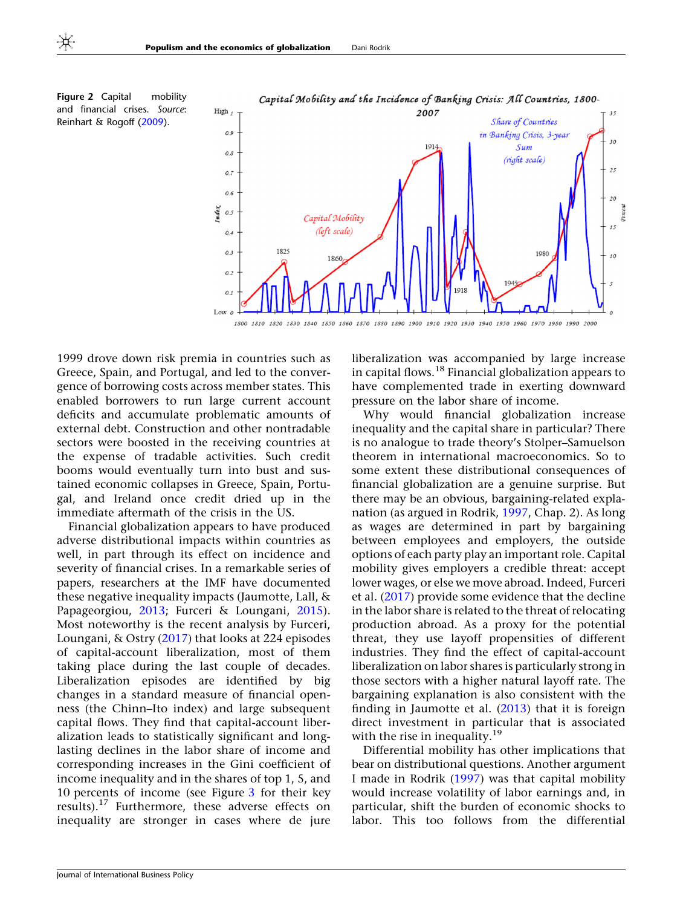**Figure 2** Capital mobility and financial crises. *Source*: Reinhart & Rogoff (2009).

1999 drove down risk premia in countries such as Greece, Spain, and Portugal, and led to the convergence of borrowing costs across member states. This enabled borrowers to run large current account deficits and accumulate problematic amounts of external debt. Construction and other nontradable sectors were boosted in the receiving countries at the expense of tradable activities. Such credit booms would eventually turn into bust and sustained economic collapses in Greece, Spain, Portugal, and Ireland once credit dried up in the immediate aftermath of the crisis in the US.

Financial globalization appears to have produced adverse distributional impacts within countries as well, in part through its effect on incidence and severity of financial crises. In a remarkable series of papers, researchers at the IMF have documented these negative inequality impacts (Jaumotte, Lall, & Papageorgiou, 2013; Furceri & Loungani, 2015). Most noteworthy is the recent analysis by Furceri, Loungani, & Ostry (2017) that looks at 224 episodes of capital-account liberalization, most of them taking place during the last couple of decades. Liberalization episodes are identified by big changes in a standard measure of financial openness (the Chinn–Ito index) and large subsequent capital flows. They find that capital-account liberalization leads to statistically significant and long-lasting declines in the labor share of income and corresponding increases in the Gini coefficient of income inequality and in the shares of top 1, 5, and 10 percents of income (see Figure 3 for their key results).[17] Furthermore, these adverse effects on inequality are stronger in cases where de jure liberalization was accompanied by large increase in capital flows.[18] Financial globalization appears to have complemented trade in exerting downward pressure on the labor share of income.

Why would financial globalization increase inequality and the capital share in particular? There is no analogue to trade theory's Stolper–Samuelson theorem in international macroeconomics. So to some extent these distributional consequences of financial globalization are a genuine surprise. But there may be an obvious, bargaining-related explanation (as argued in Rodrik, 1997, Chap. 2). As long as wages are determined in part by bargaining between employees and employers, the outside options of each party play an important role. Capital mobility gives employers a credible threat: accept lower wages, or else we move abroad. Indeed, Furceri et al. (2017) provide some evidence that the decline in the labor share is related to the threat of relocating production abroad. As a proxy for the potential threat, they use layoff propensities of different industries. They find the effect of capital-account liberalization on labor shares is particularly strong in those sectors with a higher natural layoff rate. The bargaining explanation is also consistent with the finding in Jaumotte et al. (2013) that it is foreign direct investment in particular that is associated with the rise in inequality.[19]

Differential mobility has other implications that bear on distributional questions. Another argument I made in Rodrik (1997) was that capital mobility would increase volatility of labor earnings and, in particular, shift the burden of economic shocks to labor. This too follows from the differential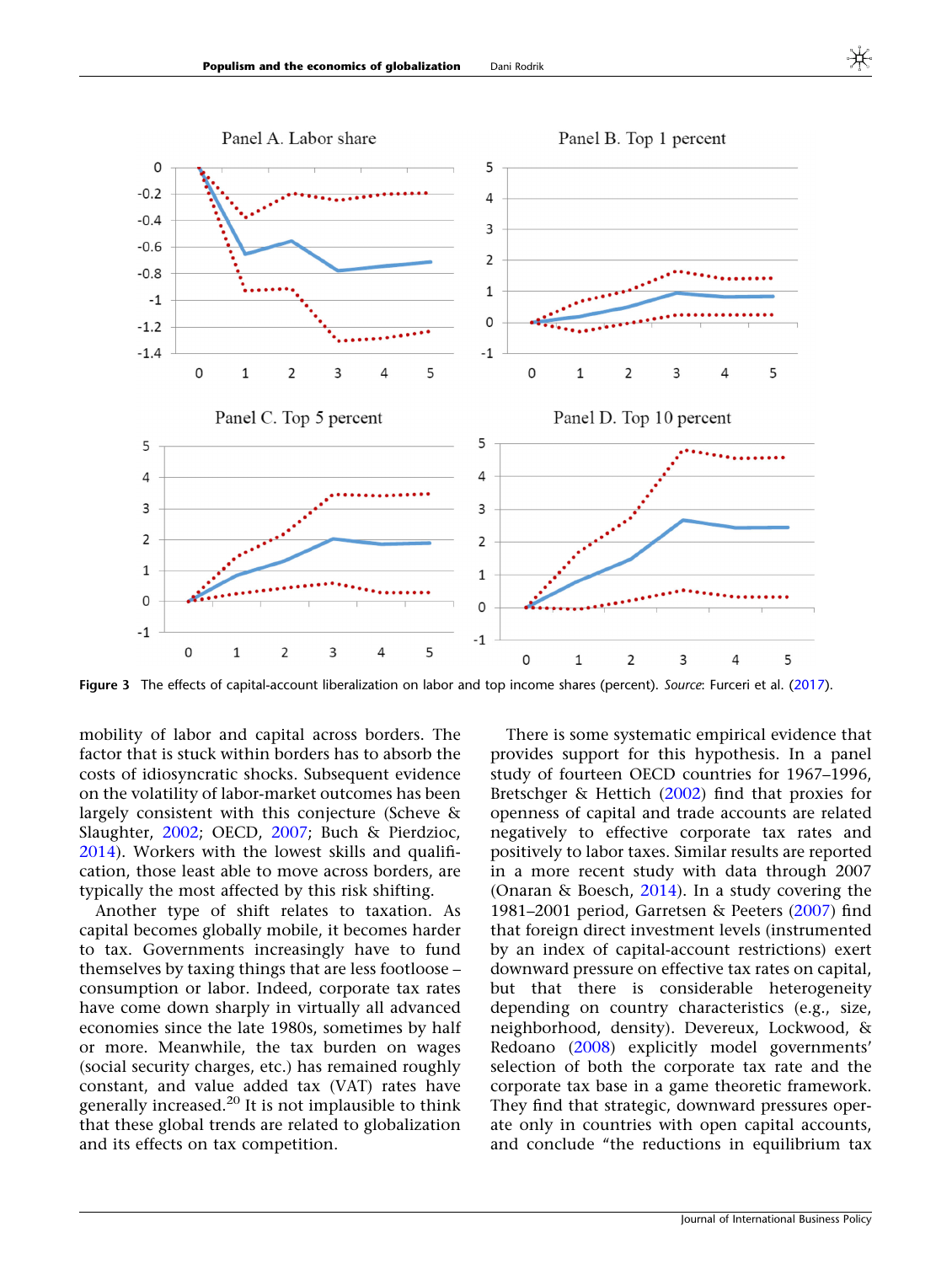**Figure 3** The effects of capital-account liberalization on labor and top income shares (percent). *Source*: Furceri et al. (2017).

mobility of labor and capital across borders. The factor that is stuck within borders has to absorb the costs of idiosyncratic shocks. Subsequent evidence on the volatility of labor-market outcomes has been largely consistent with this conjecture (Scheve & Slaughter, 2002; OECD, 2007; Buch & Pierdzioc, 2014). Workers with the lowest skills and qualification, those least able to move across borders, are typically the most affected by this risk shifting.

Another type of shift relates to taxation. As capital becomes globally mobile, it becomes harder to tax. Governments increasingly have to fund themselves by taxing things that are less footloose – consumption or labor. Indeed, corporate tax rates have come down sharply in virtually all advanced economies since the late 1980s, sometimes by half or more. Meanwhile, the tax burden on wages (social security charges, etc.) has remained roughly constant, and value added tax (VAT) rates have generally increased.[20] It is not implausible to think that these global trends are related to globalization and its effects on tax competition.

There is some systematic empirical evidence that provides support for this hypothesis. In a panel study of fourteen OECD countries for 1967–1996, Bretschger & Hettich (2002) find that proxies for openness of capital and trade accounts are related negatively to effective corporate tax rates and positively to labor taxes. Similar results are reported in a more recent study with data through 2007 (Onaran & Boesch, 2014). In a study covering the 1981–2001 period, Garretsen & Peeters (2007) find that foreign direct investment levels (instrumented by an index of capital-account restrictions) exert downward pressure on effective tax rates on capital, but that there is considerable heterogeneity depending on country characteristics (e.g., size, neighborhood, density). Devereux, Lockwood, & Redoano (2008) explicitly model governments' selection of both the corporate tax rate and the corporate tax base in a game theoretic framework. They find that strategic, downward pressures operate only in countries with open capital accounts, and conclude "the reductions in equilibrium tax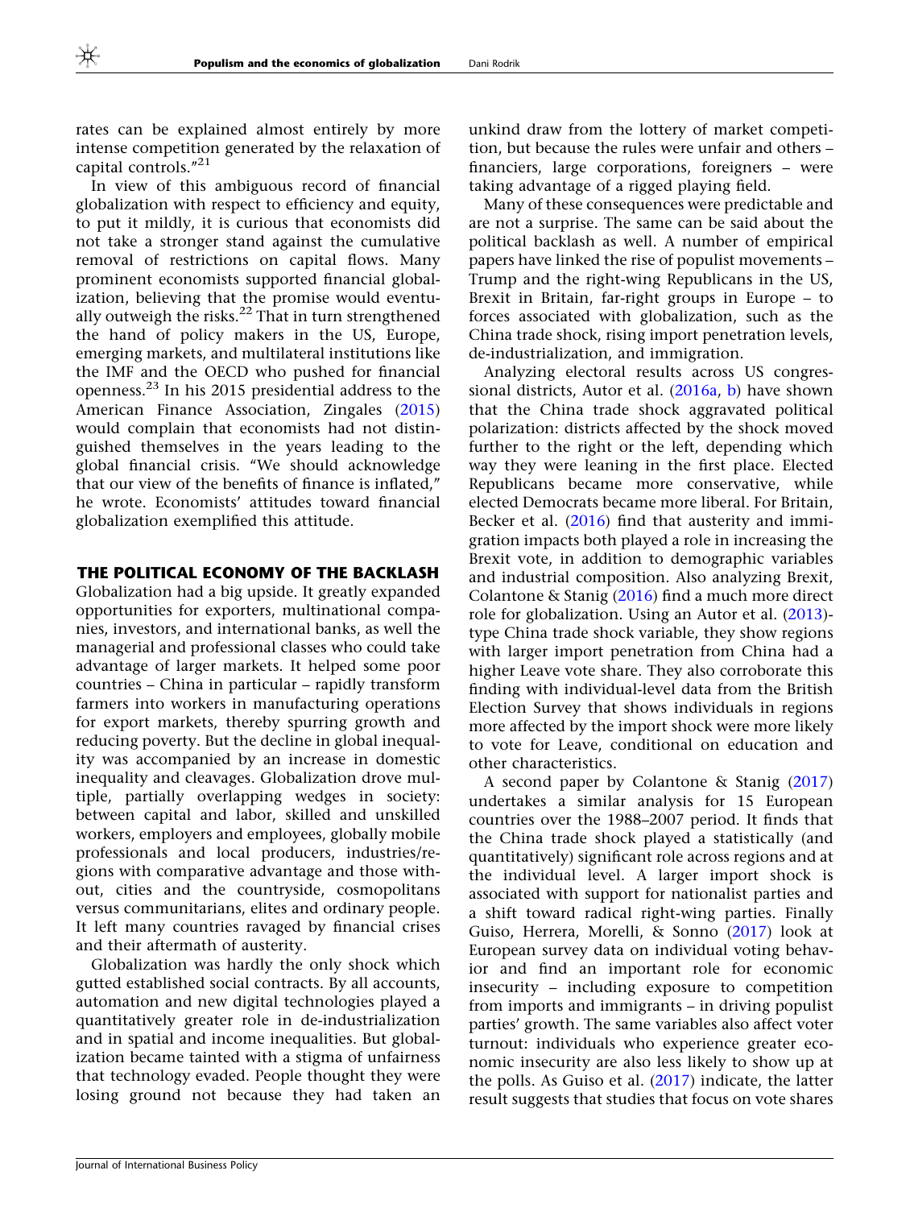rates can be explained almost entirely by more intense competition generated by the relaxation of capital controls."[21]

In view of this ambiguous record of financial globalization with respect to efficiency and equity, to put it mildly, it is curious that economists did not take a stronger stand against the cumulative removal of restrictions on capital flows. Many prominent economists supported financial globalization, believing that the promise would eventually outweigh the risks.[22] That in turn strengthened the hand of policy makers in the US, Europe, emerging markets, and multilateral institutions like the IMF and the OECD who pushed for financial openness.[23] In his 2015 presidential address to the American Finance Association, Zingales (2015) would complain that economists had not distinguished themselves in the years leading to the global financial crisis. "We should acknowledge that our view of the benefits of finance is inflated," he wrote. Economists' attitudes toward financial globalization exemplified this attitude.

## THE POLITICAL ECONOMY OF THE BACKLASH

Globalization had a big upside. It greatly expanded opportunities for exporters, multinational companies, investors, and international banks, as well the managerial and professional classes who could take advantage of larger markets. It helped some poor countries – China in particular – rapidly transform farmers into workers in manufacturing operations for export markets, thereby spurring growth and reducing poverty. But the decline in global inequality was accompanied by an increase in domestic inequality and cleavages. Globalization drove multiple, partially overlapping wedges in society: between capital and labor, skilled and unskilled workers, employers and employees, globally mobile professionals and local producers, industries/regions with comparative advantage and those without, cities and the countryside, cosmopolitans versus communitarians, elites and ordinary people. It left many countries ravaged by financial crises and their aftermath of austerity.

Globalization was hardly the only shock which gutted established social contracts. By all accounts, automation and new digital technologies played a quantitatively greater role in de-industrialization and in spatial and income inequalities. But globalization became tainted with a stigma of unfairness that technology evaded. People thought they were losing ground not because they had taken an unkind draw from the lottery of market competition, but because the rules were unfair and others – financiers, large corporations, foreigners – were taking advantage of a rigged playing field.

Many of these consequences were predictable and are not a surprise. The same can be said about the political backlash as well. A number of empirical papers have linked the rise of populist movements – Trump and the right-wing Republicans in the US, Brexit in Britain, far-right groups in Europe – to forces associated with globalization, such as the China trade shock, rising import penetration levels, de-industrialization, and immigration.

Analyzing electoral results across US congressional districts, Autor et al. (2016a, b) have shown that the China trade shock aggravated political polarization: districts affected by the shock moved further to the right or the left, depending which way they were leaning in the first place. Elected Republicans became more conservative, while elected Democrats became more liberal. For Britain, Becker et al. (2016) find that austerity and immigration impacts both played a role in increasing the Brexit vote, in addition to demographic variables and industrial composition. Also analyzing Brexit, Colantone & Stanig (2016) find a much more direct role for globalization. Using an Autor et al. (2013)-type China trade shock variable, they show regions with larger import penetration from China had a higher Leave vote share. They also corroborate this finding with individual-level data from the British Election Survey that shows individuals in regions more affected by the import shock were more likely to vote for Leave, conditional on education and other characteristics.

A second paper by Colantone & Stanig (2017) undertakes a similar analysis for 15 European countries over the 1988–2007 period. It finds that the China trade shock played a statistically (and quantitatively) significant role across regions and at the individual level. A larger import shock is associated with support for nationalist parties and a shift toward radical right-wing parties. Finally Guiso, Herrera, Morelli, & Sonno (2017) look at European survey data on individual voting behavior and find an important role for economic insecurity – including exposure to competition from imports and immigrants – in driving populist parties' growth. The same variables also affect voter turnout: individuals who experience greater economic insecurity are also less likely to show up at the polls. As Guiso et al. (2017) indicate, the latter result suggests that studies that focus on vote shares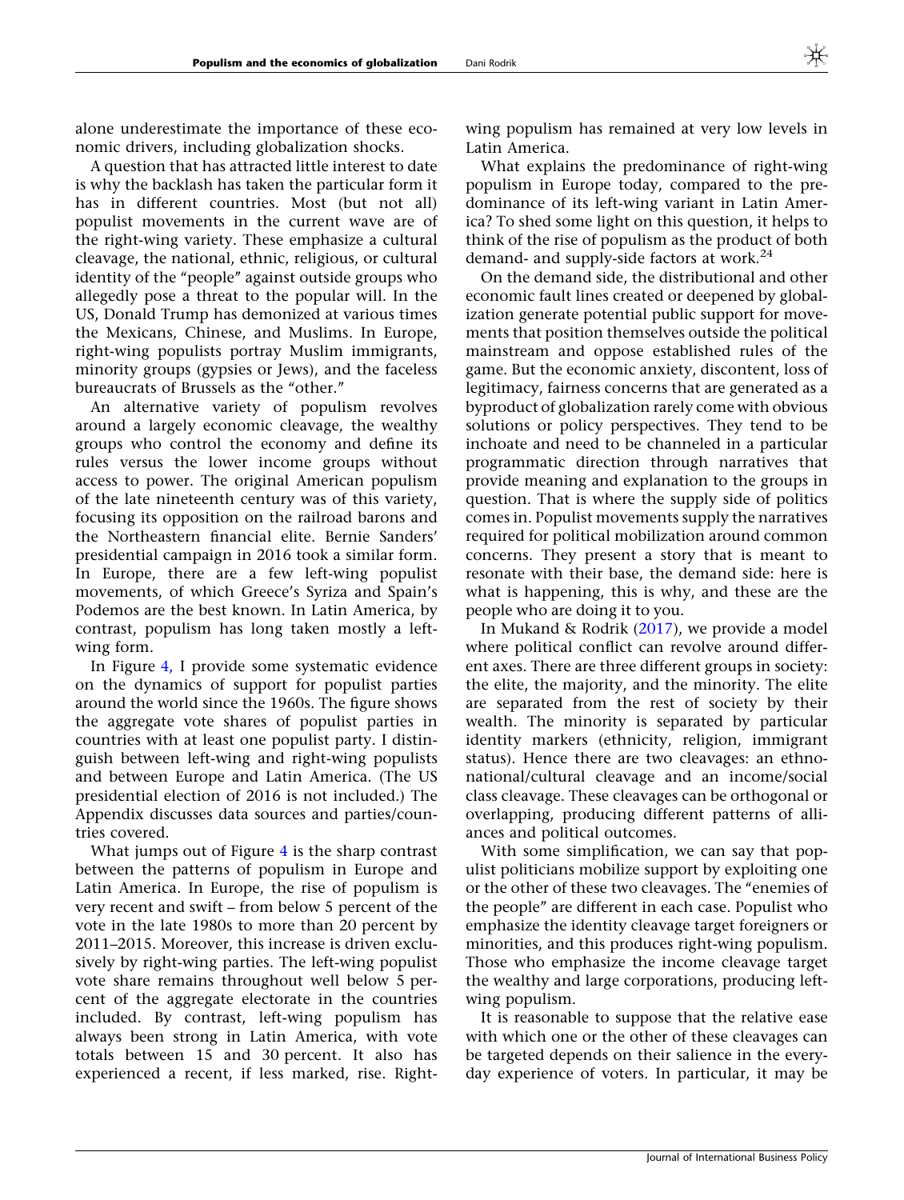alone underestimate the importance of these economic drivers, including globalization shocks.

A question that has attracted little interest to date is why the backlash has taken the particular form it has in different countries. Most (but not all) populist movements in the current wave are of the right-wing variety. These emphasize a cultural cleavage, the national, ethnic, religious, or cultural identity of the "people" against outside groups who allegedly pose a threat to the popular will. In the US, Donald Trump has demonized at various times the Mexicans, Chinese, and Muslims. In Europe, right-wing populists portray Muslim immigrants, minority groups (gypsies or Jews), and the faceless bureaucrats of Brussels as the "other."

An alternative variety of populism revolves around a largely economic cleavage, the wealthy groups who control the economy and define its rules versus the lower income groups without access to power. The original American populism of the late nineteenth century was of this variety, focusing its opposition on the railroad barons and the Northeastern financial elite. Bernie Sanders' presidential campaign in 2016 took a similar form. In Europe, there are a few left-wing populist movements, of which Greece's Syriza and Spain's Podemos are the best known. In Latin America, by contrast, populism has long taken mostly a left-wing form.

In Figure 4, I provide some systematic evidence on the dynamics of support for populist parties around the world since the 1960s. The figure shows the aggregate vote shares of populist parties in countries with at least one populist party. I distinguish between left-wing and right-wing populists and between Europe and Latin America. (The US presidential election of 2016 is not included.) The Appendix discusses data sources and parties/countries covered.

What jumps out of Figure 4 is the sharp contrast between the patterns of populism in Europe and Latin America. In Europe, the rise of populism is very recent and swift – from below 5 percent of the vote in the late 1980s to more than 20 percent by 2011–2015. Moreover, this increase is driven exclusively by right-wing parties. The left-wing populist vote share remains throughout well below 5 percent of the aggregate electorate in the countries included. By contrast, left-wing populism has always been strong in Latin America, with vote totals between 15 and 30 percent. It also has experienced a recent, if less marked, rise. Right-wing populism has remained at very low levels in Latin America.

What explains the predominance of right-wing populism in Europe today, compared to the predominance of its left-wing variant in Latin America? To shed some light on this question, it helps to think of the rise of populism as the product of both demand- and supply-side factors at work.[24]

On the demand side, the distributional and other economic fault lines created or deepened by globalization generate potential public support for movements that position themselves outside the political mainstream and oppose established rules of the game. But the economic anxiety, discontent, loss of legitimacy, fairness concerns that are generated as a byproduct of globalization rarely come with obvious solutions or policy perspectives. They tend to be inchoate and need to be channeled in a particular programmatic direction through narratives that provide meaning and explanation to the groups in question. That is where the supply side of politics comes in. Populist movements supply the narratives required for political mobilization around common concerns. They present a story that is meant to resonate with their base, the demand side: here is what is happening, this is why, and these are the people who are doing it to you.

In Mukand & Rodrik (2017), we provide a model where political conflict can revolve around different axes. There are three different groups in society: the elite, the majority, and the minority. The elite are separated from the rest of society by their wealth. The minority is separated by particular identity markers (ethnicity, religion, immigrant status). Hence there are two cleavages: an ethno-national/cultural cleavage and an income/social class cleavage. These cleavages can be orthogonal or overlapping, producing different patterns of alliances and political outcomes.

With some simplification, we can say that populist politicians mobilize support by exploiting one or the other of these two cleavages. The "enemies of the people" are different in each case. Populist who emphasize the identity cleavage target foreigners or minorities, and this produces right-wing populism. Those who emphasize the income cleavage target the wealthy and large corporations, producing left-wing populism.

It is reasonable to suppose that the relative ease with which one or the other of these cleavages can be targeted depends on their salience in the everyday experience of voters. In particular, it may be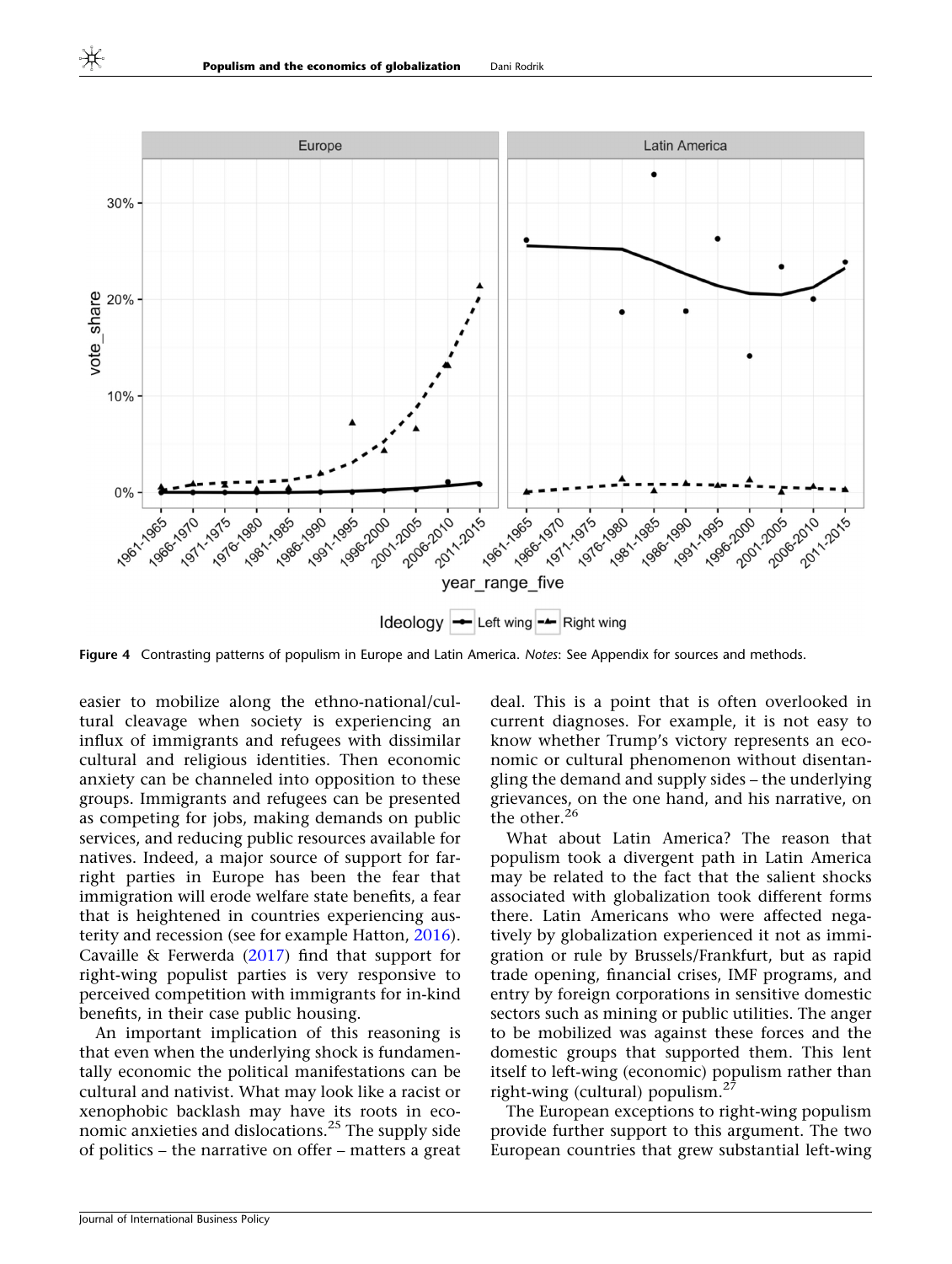Europe

Latin America

30%

20%

10%

0%

vote_share

1961-1965
1966-1970
1971-1975
1976-1980
1981-1985
1986-1990
1991-1995
1996-2000
2001-2005
2006-2010
2011-2015

year_range_five

Ideology — Left wing — Right wing

**Figure 4** Contrasting patterns of populism in Europe and Latin America. *Notes*: See Appendix for sources and methods.

easier to mobilize along the ethno-national/cultural cleavage when society is experiencing an influx of immigrants and refugees with dissimilar cultural and religious identities. Then economic anxiety can be channeled into opposition to these groups. Immigrants and refugees can be presented as competing for jobs, making demands on public services, and reducing public resources available for natives. Indeed, a major source of support for far-right parties in Europe has been the fear that immigration will erode welfare state benefits, a fear that is heightened in countries experiencing austerity and recession (see for example Hatton, 2016). Cavaille & Ferwerda (2017) find that support for right-wing populist parties is very responsive to perceived competition with immigrants for in-kind benefits, in their case public housing.

An important implication of this reasoning is that even when the underlying shock is fundamentally economic the political manifestations can be cultural and nativist. What may look like a racist or xenophobic backlash may have its roots in economic anxieties and dislocations.[25] The supply side of politics – the narrative on offer – matters a great deal. This is a point that is often overlooked in current diagnoses. For example, it is not easy to know whether Trump's victory represents an economic or cultural phenomenon without disentangling the demand and supply sides – the underlying grievances, on the one hand, and his narrative, on the other.[26]

What about Latin America? The reason that populism took a divergent path in Latin America may be related to the fact that the salient shocks associated with globalization took different forms there. Latin Americans who were affected negatively by globalization experienced it not as immigration or rule by Brussels/Frankfurt, but as rapid trade opening, financial crises, IMF programs, and entry by foreign corporations in sensitive domestic sectors such as mining or public utilities. The anger to be mobilized was against these forces and the domestic groups that supported them. This lent itself to left-wing (economic) populism rather than right-wing (cultural) populism.[27]

The European exceptions to right-wing populism provide further support to this argument. The two European countries that grew substantial left-wing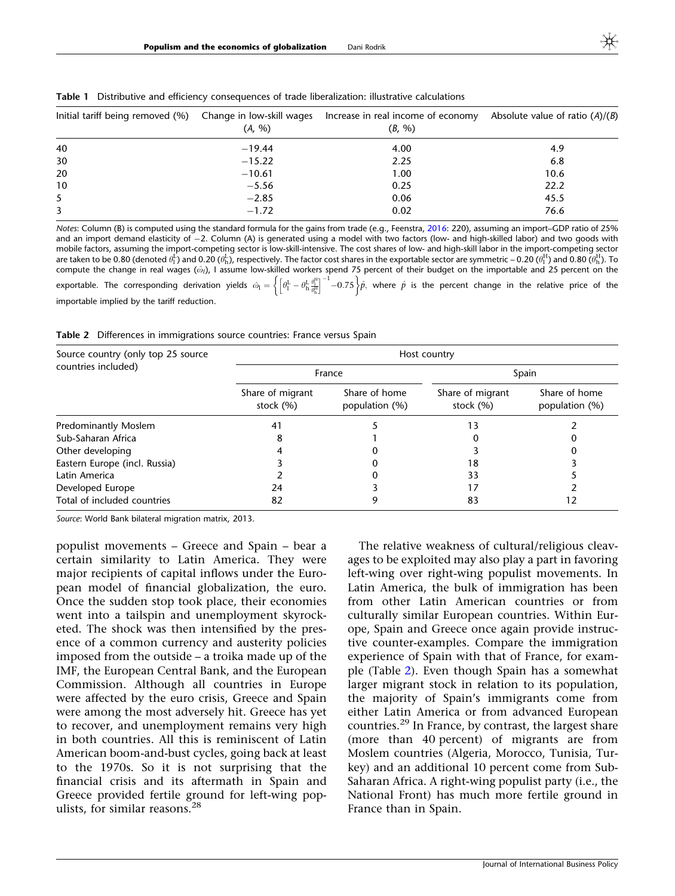**Table 1** Distributive and efficiency consequences of trade liberalization: illustrative calculations

| Initial tariff being removed (%) | Change in low-skill wages (*A*, %) | Increase in real income of economy (*B*, %) | Absolute value of ratio (*A*)/(*B*) |
|---|---|---|---|
| 40 | −19.44 | 4.00 | 4.9 |
| 30 | −15.22 | 2.25 | 6.8 |
| 20 | −10.61 | 1.00 | 10.6 |
| 10 | −5.56 | 0.25 | 22.2 |
| 5 | −2.85 | 0.06 | 45.5 |
| 3 | −1.72 | 0.02 | 76.6 |

*Notes*: Column (B) is computed using the standard formula for the gains from trade (e.g., Feenstra, 2016: 220), assuming an import–GDP ratio of 25% and an import demand elasticity of −2. Column (A) is generated using a model with two factors (low- and high-skilled labor) and two goods with mobile factors, assuming the import-competing sector is low-skill-intensive. The cost shares of low- and high-skill labor in the import-competing sector are taken to be 0.80 (denoted $\theta_l^L$) and 0.20 ($\theta_h^L$), respectively. The factor cost shares in the exportable sector are symmetric – 0.20 ($\theta_l^H$) and 0.80 ($\theta_h^H$). To compute the change in real wages ($\hat{\omega}_l$), I assume low-skilled workers spend 75 percent of their budget on the importable and 25 percent on the exportable. The corresponding derivation yields $\hat{\omega}_l = \left\{ \left[ \theta_l^L - \theta_h^L \frac{\theta_l^H}{\theta_h^H} \right]^{-1} - 0.75 \right\} \hat{p}$, where $\hat{p}$ is the percent change in the relative price of the importable implied by the tariff reduction.

**Table 2** Differences in immigrations source countries: France versus Spain

| Source country (only top 25 source countries included) | Host country | | | |
|---|---|---|---|---|
| | France | | Spain | |
| | Share of migrant stock (%) | Share of home population (%) | Share of migrant stock (%) | Share of home population (%) |
| Predominantly Moslem | 41 | 5 | 13 | 2 |
| Sub-Saharan Africa | 8 | 1 | 0 | 0 |
| Other developing | 4 | 0 | 3 | 0 |
| Eastern Europe (incl. Russia) | 3 | 0 | 18 | 3 |
| Latin America | 2 | 0 | 33 | 5 |
| Developed Europe | 24 | 3 | 17 | 2 |
| Total of included countries | 82 | 9 | 83 | 12 |

*Source*: World Bank bilateral migration matrix, 2013.

populist movements – Greece and Spain – bear a certain similarity to Latin America. They were major recipients of capital inflows under the European model of financial globalization, the euro. Once the sudden stop took place, their economies went into a tailspin and unemployment skyrocketed. The shock was then intensified by the presence of a common currency and austerity policies imposed from the outside – a troika made up of the IMF, the European Central Bank, and the European Commission. Although all countries in Europe were affected by the euro crisis, Greece and Spain were among the most adversely hit. Greece has yet to recover, and unemployment remains very high in both countries. All this is reminiscent of Latin American boom-and-bust cycles, going back at least to the 1970s. So it is not surprising that the financial crisis and its aftermath in Spain and Greece provided fertile ground for left-wing populists, for similar reasons.[28]

The relative weakness of cultural/religious cleavages to be exploited may also play a part in favoring left-wing over right-wing populist movements. In Latin America, the bulk of immigration has been from other Latin American countries or from culturally similar European countries. Within Europe, Spain and Greece once again provide instructive counter-examples. Compare the immigration experience of Spain with that of France, for example (Table 2). Even though Spain has a somewhat larger migrant stock in relation to its population, the majority of Spain's immigrants come from either Latin America or from advanced European countries.[29] In France, by contrast, the largest share (more than 40 percent) of migrants are from Moslem countries (Algeria, Morocco, Tunisia, Turkey) and an additional 10 percent come from Sub-Saharan Africa. A right-wing populist party (i.e., the National Front) has much more fertile ground in France than in Spain.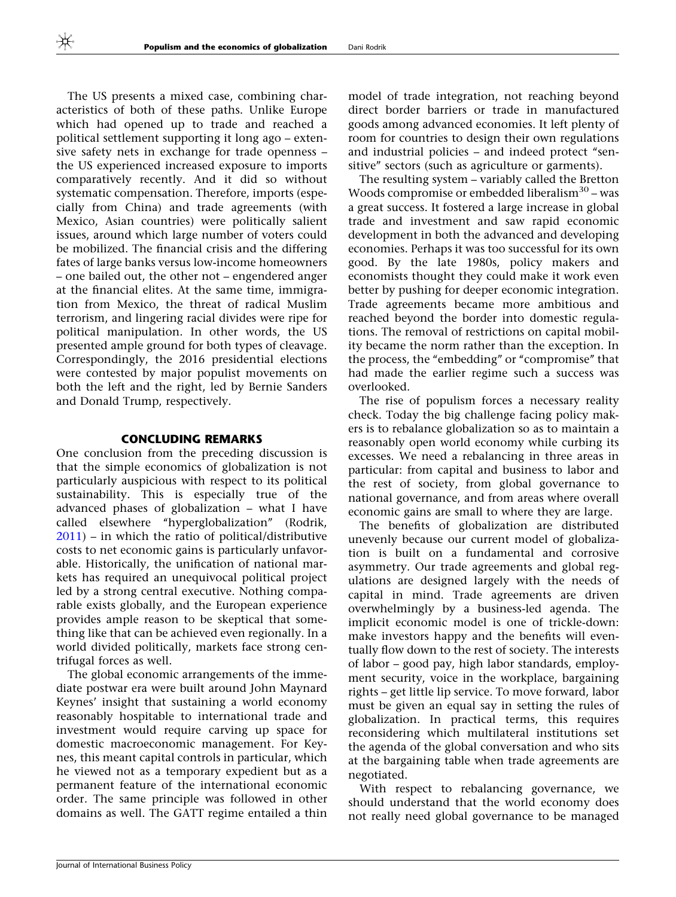The US presents a mixed case, combining characteristics of both of these paths. Unlike Europe which had opened up to trade and reached a political settlement supporting it long ago – extensive safety nets in exchange for trade openness – the US experienced increased exposure to imports comparatively recently. And it did so without systematic compensation. Therefore, imports (especially from China) and trade agreements (with Mexico, Asian countries) were politically salient issues, around which large number of voters could be mobilized. The financial crisis and the differing fates of large banks versus low-income homeowners – one bailed out, the other not – engendered anger at the financial elites. At the same time, immigration from Mexico, the threat of radical Muslim terrorism, and lingering racial divides were ripe for political manipulation. In other words, the US presented ample ground for both types of cleavage. Correspondingly, the 2016 presidential elections were contested by major populist movements on both the left and the right, led by Bernie Sanders and Donald Trump, respectively.

## CONCLUDING REMARKS

One conclusion from the preceding discussion is that the simple economics of globalization is not particularly auspicious with respect to its political sustainability. This is especially true of the advanced phases of globalization – what I have called elsewhere "hyperglobalization" (Rodrik, 2011) – in which the ratio of political/distributive costs to net economic gains is particularly unfavorable. Historically, the unification of national markets has required an unequivocal political project led by a strong central executive. Nothing comparable exists globally, and the European experience provides ample reason to be skeptical that something like that can be achieved even regionally. In a world divided politically, markets face strong centrifugal forces as well.

The global economic arrangements of the immediate postwar era were built around John Maynard Keynes' insight that sustaining a world economy reasonably hospitable to international trade and investment would require carving up space for domestic macroeconomic management. For Keynes, this meant capital controls in particular, which he viewed not as a temporary expedient but as a permanent feature of the international economic order. The same principle was followed in other domains as well. The GATT regime entailed a thin model of trade integration, not reaching beyond direct border barriers or trade in manufactured goods among advanced economies. It left plenty of room for countries to design their own regulations and industrial policies – and indeed protect "sensitive" sectors (such as agriculture or garments).

The resulting system – variably called the Bretton Woods compromise or embedded liberalism[30] – was a great success. It fostered a large increase in global trade and investment and saw rapid economic development in both the advanced and developing economies. Perhaps it was too successful for its own good. By the late 1980s, policy makers and economists thought they could make it work even better by pushing for deeper economic integration. Trade agreements became more ambitious and reached beyond the border into domestic regulations. The removal of restrictions on capital mobility became the norm rather than the exception. In the process, the "embedding" or "compromise" that had made the earlier regime such a success was overlooked.

The rise of populism forces a necessary reality check. Today the big challenge facing policy makers is to rebalance globalization so as to maintain a reasonably open world economy while curbing its excesses. We need a rebalancing in three areas in particular: from capital and business to labor and the rest of society, from global governance to national governance, and from areas where overall economic gains are small to where they are large.

The benefits of globalization are distributed unevenly because our current model of globalization is built on a fundamental and corrosive asymmetry. Our trade agreements and global regulations are designed largely with the needs of capital in mind. Trade agreements are driven overwhelmingly by a business-led agenda. The implicit economic model is one of trickle-down: make investors happy and the benefits will eventually flow down to the rest of society. The interests of labor – good pay, high labor standards, employment security, voice in the workplace, bargaining rights – get little lip service. To move forward, labor must be given an equal say in setting the rules of globalization. In practical terms, this requires reconsidering which multilateral institutions set the agenda of the global conversation and who sits at the bargaining table when trade agreements are negotiated.

With respect to rebalancing governance, we should understand that the world economy does not really need global governance to be managed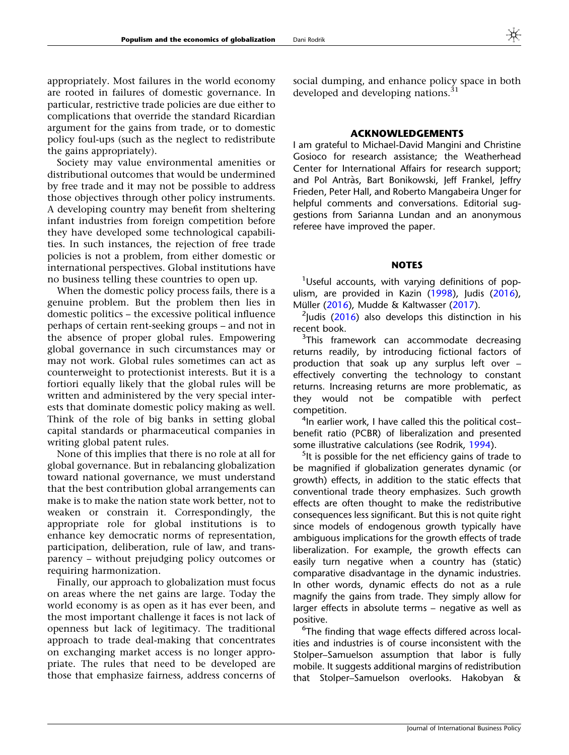appropriately. Most failures in the world economy are rooted in failures of domestic governance. In particular, restrictive trade policies are due either to complications that override the standard Ricardian argument for the gains from trade, or to domestic policy foul-ups (such as the neglect to redistribute the gains appropriately).

Society may value environmental amenities or distributional outcomes that would be undermined by free trade and it may not be possible to address those objectives through other policy instruments. A developing country may benefit from sheltering infant industries from foreign competition before they have developed some technological capabilities. In such instances, the rejection of free trade policies is not a problem, from either domestic or international perspectives. Global institutions have no business telling these countries to open up.

When the domestic policy process fails, there is a genuine problem. But the problem then lies in domestic politics – the excessive political influence perhaps of certain rent-seeking groups – and not in the absence of proper global rules. Empowering global governance in such circumstances may or may not work. Global rules sometimes can act as counterweight to protectionist interests. But it is a fortiori equally likely that the global rules will be written and administered by the very special interests that dominate domestic policy making as well. Think of the role of big banks in setting global capital standards or pharmaceutical companies in writing global patent rules.

None of this implies that there is no role at all for global governance. But in rebalancing globalization toward national governance, we must understand that the best contribution global arrangements can make is to make the nation state work better, not to weaken or constrain it. Correspondingly, the appropriate role for global institutions is to enhance key democratic norms of representation, participation, deliberation, rule of law, and transparency – without prejudging policy outcomes or requiring harmonization.

Finally, our approach to globalization must focus on areas where the net gains are large. Today the world economy is as open as it has ever been, and the most important challenge it faces is not lack of openness but lack of legitimacy. The traditional approach to trade deal-making that concentrates on exchanging market access is no longer appropriate. The rules that need to be developed are those that emphasize fairness, address concerns of social dumping, and enhance policy space in both developed and developing nations.[31]

## ACKNOWLEDGEMENTS

I am grateful to Michael-David Mangini and Christine Gosioco for research assistance; the Weatherhead Center for International Affairs for research support; and Pol Antràs, Bart Bonikowski, Jeff Frankel, Jeffry Frieden, Peter Hall, and Roberto Mangabeira Unger for helpful comments and conversations. Editorial suggestions from Sarianna Lundan and an anonymous referee have improved the paper.

## NOTES

[1]Useful accounts, with varying definitions of populism, are provided in Kazin (1998), Judis (2016), Müller (2016), Mudde & Kaltwasser (2017).

[2]Judis (2016) also develops this distinction in his recent book.

[3]This framework can accommodate decreasing returns readily, by introducing fictional factors of production that soak up any surplus left over – effectively converting the technology to constant returns. Increasing returns are more problematic, as they would not be compatible with perfect competition.

[4]In earlier work, I have called this the political cost–benefit ratio (PCBR) of liberalization and presented some illustrative calculations (see Rodrik, 1994).

[5]It is possible for the net efficiency gains of trade to be magnified if globalization generates dynamic (or growth) effects, in addition to the static effects that conventional trade theory emphasizes. Such growth effects are often thought to make the redistributive consequences less significant. But this is not quite right since models of endogenous growth typically have ambiguous implications for the growth effects of trade liberalization. For example, the growth effects can easily turn negative when a country has (static) comparative disadvantage in the dynamic industries. In other words, dynamic effects do not as a rule magnify the gains from trade. They simply allow for larger effects in absolute terms – negative as well as positive.

[6]The finding that wage effects differed across localities and industries is of course inconsistent with the Stolper–Samuelson assumption that labor is fully mobile. It suggests additional margins of redistribution that Stolper–Samuelson overlooks. Hakobyan &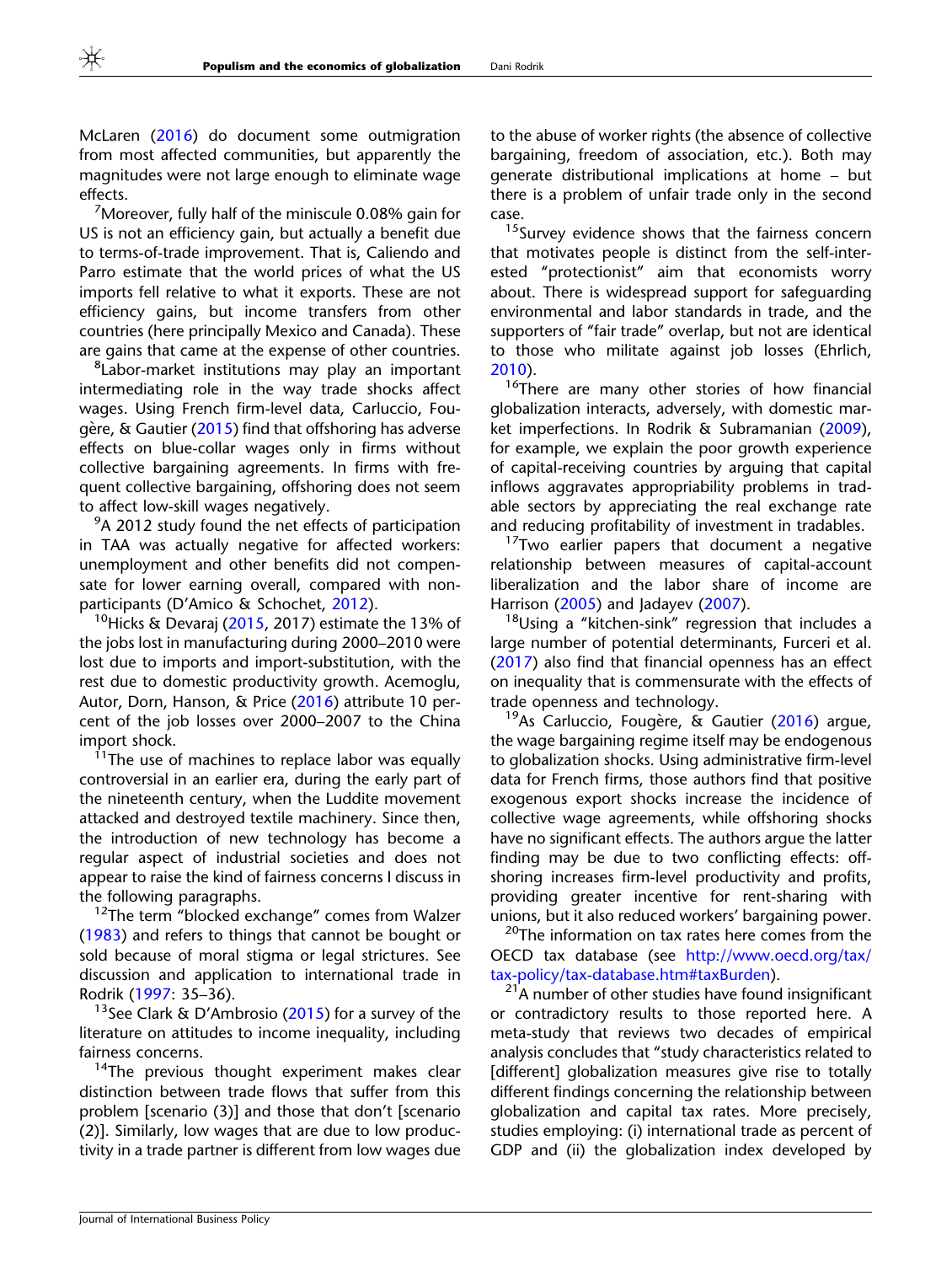McLaren (2016) do document some outmigration from most affected communities, but apparently the magnitudes were not large enough to eliminate wage effects.

[7]Moreover, fully half of the miniscule 0.08% gain for US is not an efficiency gain, but actually a benefit due to terms-of-trade improvement. That is, Caliendo and Parro estimate that the world prices of what the US imports fell relative to what it exports. These are not efficiency gains, but income transfers from other countries (here principally Mexico and Canada). These are gains that came at the expense of other countries.

[8]Labor-market institutions may play an important intermediating role in the way trade shocks affect wages. Using French firm-level data, Carluccio, Fougère, & Gautier (2015) find that offshoring has adverse effects on blue-collar wages only in firms without collective bargaining agreements. In firms with frequent collective bargaining, offshoring does not seem to affect low-skill wages negatively.

[9]A 2012 study found the net effects of participation in TAA was actually negative for affected workers: unemployment and other benefits did not compensate for lower earning overall, compared with non-participants (D'Amico & Schochet, 2012).

[10]Hicks & Devaraj (2015, 2017) estimate the 13% of the jobs lost in manufacturing during 2000–2010 were lost due to imports and import-substitution, with the rest due to domestic productivity growth. Acemoglu, Autor, Dorn, Hanson, & Price (2016) attribute 10 percent of the job losses over 2000–2007 to the China import shock.

[11]The use of machines to replace labor was equally controversial in an earlier era, during the early part of the nineteenth century, when the Luddite movement attacked and destroyed textile machinery. Since then, the introduction of new technology has become a regular aspect of industrial societies and does not appear to raise the kind of fairness concerns I discuss in the following paragraphs.

[12]The term "blocked exchange" comes from Walzer (1983) and refers to things that cannot be bought or sold because of moral stigma or legal strictures. See discussion and application to international trade in Rodrik (1997: 35–36).

[13]See Clark & D'Ambrosio (2015) for a survey of the literature on attitudes to income inequality, including fairness concerns.

[14]The previous thought experiment makes clear distinction between trade flows that suffer from this problem [scenario (3)] and those that don't [scenario (2)]. Similarly, low wages that are due to low productivity in a trade partner is different from low wages due to the abuse of worker rights (the absence of collective bargaining, freedom of association, etc.). Both may generate distributional implications at home – but there is a problem of unfair trade only in the second case.

[15]Survey evidence shows that the fairness concern that motivates people is distinct from the self-interested "protectionist" aim that economists worry about. There is widespread support for safeguarding environmental and labor standards in trade, and the supporters of "fair trade" overlap, but not are identical to those who militate against job losses (Ehrlich, 2010).

[16]There are many other stories of how financial globalization interacts, adversely, with domestic market imperfections. In Rodrik & Subramanian (2009), for example, we explain the poor growth experience of capital-receiving countries by arguing that capital inflows aggravates appropriability problems in tradable sectors by appreciating the real exchange rate and reducing profitability of investment in tradables.

[17]Two earlier papers that document a negative relationship between measures of capital-account liberalization and the labor share of income are Harrison (2005) and Jadayev (2007).

[18]Using a "kitchen-sink" regression that includes a large number of potential determinants, Furceri et al. (2017) also find that financial openness has an effect on inequality that is commensurate with the effects of trade openness and technology.

[19]As Carluccio, Fougère, & Gautier (2016) argue, the wage bargaining regime itself may be endogenous to globalization shocks. Using administrative firm-level data for French firms, those authors find that positive exogenous export shocks increase the incidence of collective wage agreements, while offshoring shocks have no significant effects. The authors argue the latter finding may be due to two conflicting effects: offshoring increases firm-level productivity and profits, providing greater incentive for rent-sharing with unions, but it also reduced workers' bargaining power.

[20]The information on tax rates here comes from the OECD tax database (see http://www.oecd.org/tax/tax-policy/tax-database.htm#taxBurden).

[21]A number of other studies have found insignificant or contradictory results to those reported here. A meta-study that reviews two decades of empirical analysis concludes that "study characteristics related to [different] globalization measures give rise to totally different findings concerning the relationship between globalization and capital tax rates. More precisely, studies employing: (i) international trade as percent of GDP and (ii) the globalization index developed by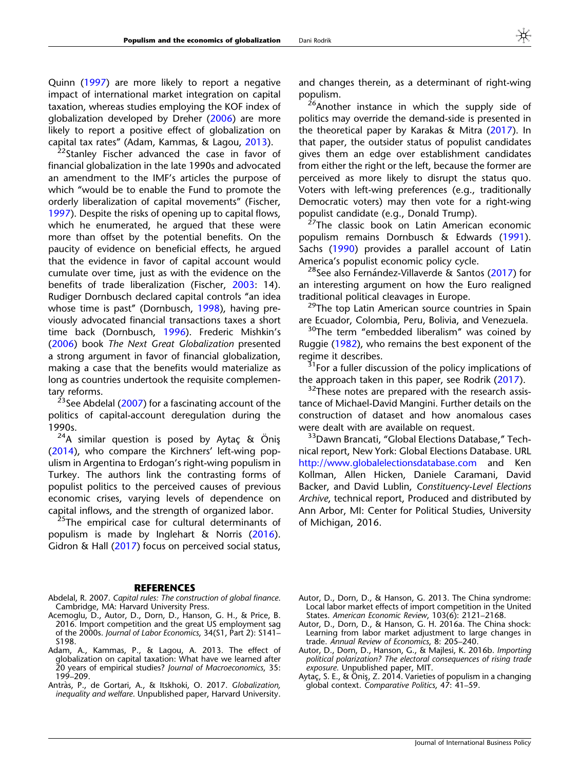Quinn (1997) are more likely to report a negative impact of international market integration on capital taxation, whereas studies employing the KOF index of globalization developed by Dreher (2006) are more likely to report a positive effect of globalization on capital tax rates" (Adam, Kammas, & Lagou, 2013).

[22]Stanley Fischer advanced the case in favor of financial globalization in the late 1990s and advocated an amendment to the IMF's articles the purpose of which "would be to enable the Fund to promote the orderly liberalization of capital movements" (Fischer, 1997). Despite the risks of opening up to capital flows, which he enumerated, he argued that these were more than offset by the potential benefits. On the paucity of evidence on beneficial effects, he argued that the evidence in favor of capital account would cumulate over time, just as with the evidence on the benefits of trade liberalization (Fischer, 2003: 14). Rudiger Dornbusch declared capital controls "an idea whose time is past" (Dornbusch, 1998), having previously advocated financial transactions taxes a short time back (Dornbusch, 1996). Frederic Mishkin's (2006) book *The Next Great Globalization* presented a strong argument in favor of financial globalization, making a case that the benefits would materialize as long as countries undertook the requisite complementary reforms.

[23]See Abdelal (2007) for a fascinating account of the politics of capital-account deregulation during the 1990s.

[24]A similar question is posed by Aytaç & Öniş (2014), who compare the Kirchners' left-wing populism in Argentina to Erdogan's right-wing populism in Turkey. The authors link the contrasting forms of populist politics to the perceived causes of previous economic crises, varying levels of dependence on capital inflows, and the strength of organized labor.

[25]The empirical case for cultural determinants of populism is made by Inglehart & Norris (2016). Gidron & Hall (2017) focus on perceived social status, and changes therein, as a determinant of right-wing populism.

[26]Another instance in which the supply side of politics may override the demand-side is presented in the theoretical paper by Karakas & Mitra (2017). In that paper, the outsider status of populist candidates gives them an edge over establishment candidates from either the right or the left, because the former are perceived as more likely to disrupt the status quo. Voters with left-wing preferences (e.g., traditionally Democratic voters) may then vote for a right-wing populist candidate (e.g., Donald Trump).

[27]The classic book on Latin American economic populism remains Dornbusch & Edwards (1991). Sachs (1990) provides a parallel account of Latin America's populist economic policy cycle.

[28]See also Fernández-Villaverde & Santos (2017) for an interesting argument on how the Euro realigned traditional political cleavages in Europe.

[29]The top Latin American source countries in Spain are Ecuador, Colombia, Peru, Bolivia, and Venezuela.

[30]The term "embedded liberalism" was coined by Ruggie (1982), who remains the best exponent of the regime it describes.

[31]For a fuller discussion of the policy implications of the approach taken in this paper, see Rodrik (2017).

[32]These notes are prepared with the research assistance of Michael-David Mangini. Further details on the construction of dataset and how anomalous cases were dealt with are available on request.

[33]Dawn Brancati, "Global Elections Database," Technical report, New York: Global Elections Database. URL http://www.globalelectionsdatabase.com and Ken Kollman, Allen Hicken, Daniele Caramani, David Backer, and David Lublin, *Constituency-Level Elections Archive*, technical report, Produced and distributed by Ann Arbor, MI: Center for Political Studies, University of Michigan, 2016.

## REFERENCES

Abdelal, R. 2007. *Capital rules: The construction of global finance*. Cambridge, MA: Harvard University Press.

Acemoglu, D., Autor, D., Dorn, D., Hanson, G. H., & Price, B. 2016. Import competition and the great US employment sag of the 2000s. *Journal of Labor Economics*, 34(S1, Part 2): S141–S198.

Adam, A., Kammas, P., & Lagou, A. 2013. The effect of globalization on capital taxation: What have we learned after 20 years of empirical studies? *Journal of Macroeconomics*, 35: 199–209.

Antràs, P., de Gortari, A., & Itskhoki, O. 2017. *Globalization, inequality and welfare*. Unpublished paper, Harvard University.

Autor, D., Dorn, D., & Hanson, G. 2013. The China syndrome: Local labor market effects of import competition in the United States. *American Economic Review*, 103(6): 2121–2168.

Autor, D., Dorn, D., & Hanson, G. H. 2016a. The China shock: Learning from labor market adjustment to large changes in trade. *Annual Review of Economics*, 8: 205–240.

Autor, D., Dorn, D., Hanson, G., & Majlesi, K. 2016b. *Importing political polarization? The electoral consequences of rising trade exposure*. Unpublished paper, MIT.

Aytaç, S. E., & Öniş, Z. 2014. Varieties of populism in a changing global context. *Comparative Politics*, 47: 41–59.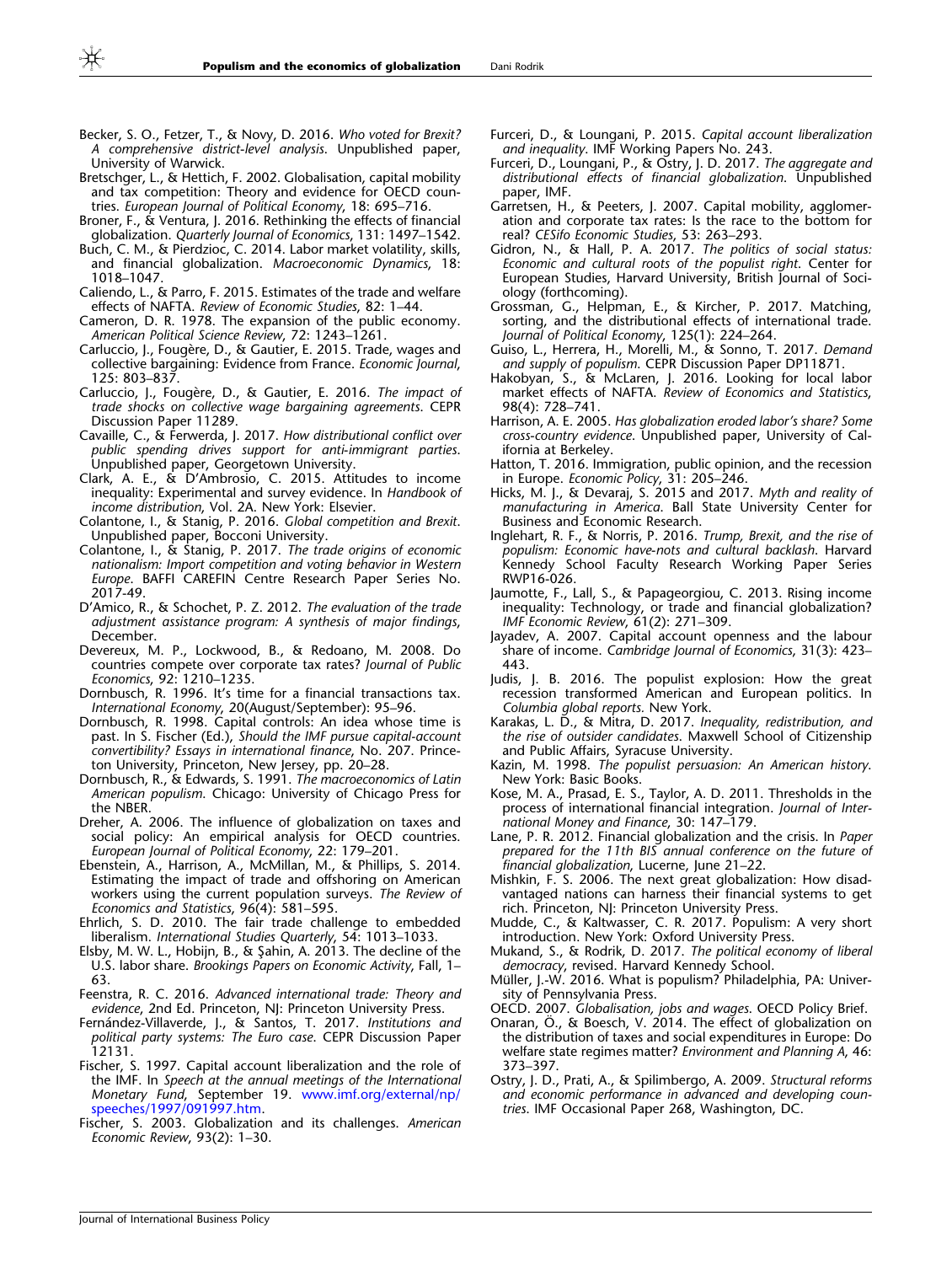Becker, S. O., Fetzer, T., & Novy, D. 2016. *Who voted for Brexit? A comprehensive district-level analysis*. Unpublished paper, University of Warwick.

Bretschger, L., & Hettich, F. 2002. Globalisation, capital mobility and tax competition: Theory and evidence for OECD countries. *European Journal of Political Economy*, 18: 695–716.

Broner, F., & Ventura, J. 2016. Rethinking the effects of financial globalization. *Quarterly Journal of Economics*, 131: 1497–1542.

Buch, C. M., & Pierdzioc, C. 2014. Labor market volatility, skills, and financial globalization. *Macroeconomic Dynamics*, 18: 1018–1047.

Caliendo, L., & Parro, F. 2015. Estimates of the trade and welfare effects of NAFTA. *Review of Economic Studies*, 82: 1–44.

Cameron, D. R. 1978. The expansion of the public economy. *American Political Science Review*, 72: 1243–1261.

Carluccio, J., Fougère, D., & Gautier, E. 2015. Trade, wages and collective bargaining: Evidence from France. *Economic Journal*, 125: 803–837.

Carluccio, J., Fougère, D., & Gautier, E. 2016. *The impact of trade shocks on collective wage bargaining agreements*. CEPR Discussion Paper 11289.

Cavaille, C., & Ferwerda, J. 2017. *How distributional conflict over public spending drives support for anti-immigrant parties*. Unpublished paper, Georgetown University.

Clark, A. E., & D'Ambrosio, C. 2015. Attitudes to income inequality: Experimental and survey evidence. In *Handbook of income distribution*, Vol. 2A. New York: Elsevier.

Colantone, I., & Stanig, P. 2016. *Global competition and Brexit*. Unpublished paper, Bocconi University.

Colantone, I., & Stanig, P. 2017. *The trade origins of economic nationalism: Import competition and voting behavior in Western Europe*. BAFFI CAREFIN Centre Research Paper Series No. 2017-49.

D'Amico, R., & Schochet, P. Z. 2012. *The evaluation of the trade adjustment assistance program: A synthesis of major findings*, December.

Devereux, M. P., Lockwood, B., & Redoano, M. 2008. Do countries compete over corporate tax rates? *Journal of Public Economics*, 92: 1210–1235.

Dornbusch, R. 1996. It's time for a financial transactions tax. *International Economy*, 20(August/September): 95–96.

Dornbusch, R. 1998. Capital controls: An idea whose time is past. In S. Fischer (Ed.), *Should the IMF pursue capital-account convertibility? Essays in international finance*, No. 207. Princeton University, Princeton, New Jersey, pp. 20–28.

Dornbusch, R., & Edwards, S. 1991. *The macroeconomics of Latin American populism*. Chicago: University of Chicago Press for the NBER.

Dreher, A. 2006. The influence of globalization on taxes and social policy: An empirical analysis for OECD countries. *European Journal of Political Economy*, 22: 179–201.

Ebenstein, A., Harrison, A., McMillan, M., & Phillips, S. 2014. Estimating the impact of trade and offshoring on American workers using the current population surveys. *The Review of Economics and Statistics*, 96(4): 581–595.

Ehrlich, S. D. 2010. The fair trade challenge to embedded liberalism. *International Studies Quarterly*, 54: 1013–1033.

Elsby, M. W. L., Hobijn, B., & Şahin, A. 2013. The decline of the U.S. labor share. *Brookings Papers on Economic Activity*, Fall, 1–63.

Feenstra, R. C. 2016. *Advanced international trade: Theory and evidence*, 2nd Ed. Princeton, NJ: Princeton University Press.

Fernández-Villaverde, J., & Santos, T. 2017. *Institutions and political party systems: The Euro case*. CEPR Discussion Paper 12131.

Fischer, S. 1997. Capital account liberalization and the role of the IMF. In *Speech at the annual meetings of the International Monetary Fund*, September 19. www.imf.org/external/np/speeches/1997/091997.htm.

Fischer, S. 2003. Globalization and its challenges. *American Economic Review*, 93(2): 1–30.

Furceri, D., & Loungani, P. 2015. *Capital account liberalization and inequality*. IMF Working Papers No. 243.

Furceri, D., Loungani, P., & Ostry, J. D. 2017. *The aggregate and distributional effects of financial globalization*. Unpublished paper, IMF.

Garretsen, H., & Peeters, J. 2007. Capital mobility, agglomeration and corporate tax rates: Is the race to the bottom for real? *CESifo Economic Studies*, 53: 263–293.

Gidron, N., & Hall, P. A. 2017. *The politics of social status: Economic and cultural roots of the populist right*. Center for European Studies, Harvard University, British Journal of Sociology (forthcoming).

Grossman, G., Helpman, E., & Kircher, P. 2017. Matching, sorting, and the distributional effects of international trade. *Journal of Political Economy*, 125(1): 224–264.

Guiso, L., Herrera, H., Morelli, M., & Sonno, T. 2017. *Demand and supply of populism*. CEPR Discussion Paper DP11871.

Hakobyan, S., & McLaren, J. 2016. Looking for local labor market effects of NAFTA. *Review of Economics and Statistics*, 98(4): 728–741.

Harrison, A. E. 2005. *Has globalization eroded labor's share? Some cross-country evidence*. Unpublished paper, University of California at Berkeley.

Hatton, T. 2016. Immigration, public opinion, and the recession in Europe. *Economic Policy*, 31: 205–246.

Hicks, M. J., & Devaraj, S. 2015 and 2017. *Myth and reality of manufacturing in America*. Ball State University Center for Business and Economic Research.

Inglehart, R. F., & Norris, P. 2016. *Trump, Brexit, and the rise of populism: Economic have-nots and cultural backlash*. Harvard Kennedy School Faculty Research Working Paper Series RWP16-026.

Jaumotte, F., Lall, S., & Papageorgiou, C. 2013. Rising income inequality: Technology, or trade and financial globalization? *IMF Economic Review*, 61(2): 271–309.

Jayadev, A. 2007. Capital account openness and the labour share of income. *Cambridge Journal of Economics*, 31(3): 423–443.

Judis, J. B. 2016. The populist explosion: How the great recession transformed American and European politics. In *Columbia global reports*. New York.

Karakas, L. D., & Mitra, D. 2017. *Inequality, redistribution, and the rise of outsider candidates*. Maxwell School of Citizenship and Public Affairs, Syracuse University.

Kazin, M. 1998. *The populist persuasion: An American history*. New York: Basic Books.

Kose, M. A., Prasad, E. S., Taylor, A. D. 2011. Thresholds in the process of international financial integration. *Journal of International Money and Finance*, 30: 147–179.

Lane, P. R. 2012. Financial globalization and the crisis. In *Paper prepared for the 11th BIS annual conference on the future of financial globalization*, Lucerne, June 21–22.

Mishkin, F. S. 2006. The next great globalization: How disadvantaged nations can harness their financial systems to get rich. Princeton, NJ: Princeton University Press.

Mudde, C., & Kaltwasser, C. R. 2017. Populism: A very short introduction. New York: Oxford University Press.

Mukand, S., & Rodrik, D. 2017. *The political economy of liberal democracy*, revised. Harvard Kennedy School.

Müller, J.-W. 2016. What is populism? Philadelphia, PA: University of Pennsylvania Press.

OECD. 2007. *Globalisation, jobs and wages*. OECD Policy Brief.

Onaran, Ö., & Boesch, V. 2014. The effect of globalization on the distribution of taxes and social expenditures in Europe: Do welfare state regimes matter? *Environment and Planning A*, 46: 373–397.

Ostry, J. D., Prati, A., & Spilimbergo, A. 2009. *Structural reforms and economic performance in advanced and developing countries*. IMF Occasional Paper 268, Washington, DC.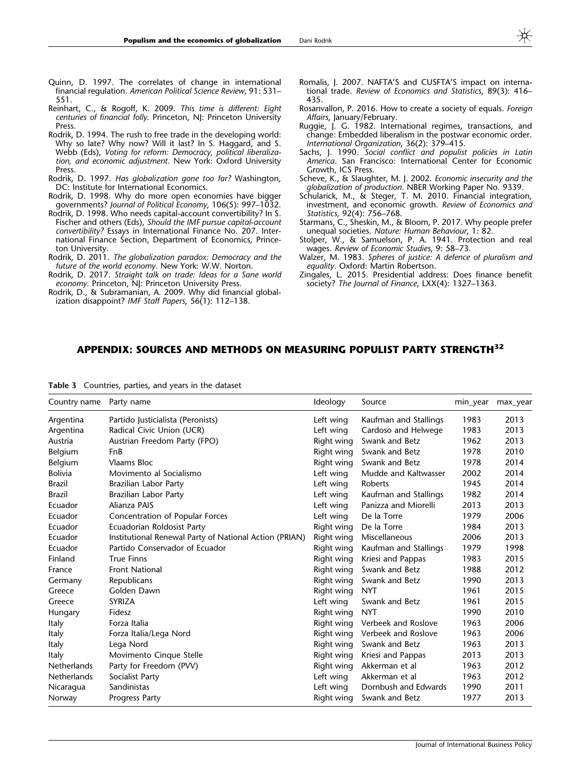Quinn, D. 1997. The correlates of change in international financial regulation. *American Political Science Review*, 91: 531–551.

Reinhart, C., & Rogoff, K. 2009. *This time is different: Eight centuries of financial folly*. Princeton, NJ: Princeton University Press.

Rodrik, D. 1994. The rush to free trade in the developing world: Why so late? Why now? Will it last? In S. Haggard, and S. Webb (Eds), *Voting for reform: Democracy, political liberalization, and economic adjustment*. New York: Oxford University Press.

Rodrik, D. 1997. *Has globalization gone too far?* Washington, DC: Institute for International Economics.

Rodrik, D. 1998. Why do more open economies have bigger governments? *Journal of Political Economy*, 106(5): 997–1032.

Rodrik, D. 1998. Who needs capital-account convertibility? In S. Fischer and others (Eds), *Should the IMF pursue capital-account convertibility?* Essays in International Finance No. 207. International Finance Section, Department of Economics, Princeton University.

Rodrik, D. 2011. *The globalization paradox: Democracy and the future of the world economy*. New York: W.W. Norton.

Rodrik, D. 2017. *Straight talk on trade: Ideas for a Sane world economy*. Princeton, NJ: Princeton University Press.

Rodrik, D., & Subramanian, A. 2009. Why did financial globalization disappoint? *IMF Staff Papers*, 56(1): 112–138.

Romalis, J. 2007. NAFTA'S and CUSFTA'S impact on international trade. *Review of Economics and Statistics*, 89(3): 416–435.

Rosanvallon, P. 2016. How to create a society of equals. *Foreign Affairs*, January/February.

Ruggie, J. G. 1982. International regimes, transactions, and change: Embedded liberalism in the postwar economic order. *International Organization*, 36(2): 379–415.

Sachs, J. 1990. *Social conflict and populist policies in Latin America*. San Francisco: International Center for Economic Growth, ICS Press.

Scheve, K., & Slaughter, M. J. 2002. *Economic insecurity and the globalization of production*. NBER Working Paper No. 9339.

Schularick, M., & Steger, T. M. 2010. Financial integration, investment, and economic growth. *Review of Economics and Statistics*, 92(4): 756–768.

Starmans, C., Sheskin, M., & Bloom, P. 2017. Why people prefer unequal societies. *Nature: Human Behaviour*, 1: 82.

Stolper, W., & Samuelson, P. A. 1941. Protection and real wages. *Review of Economic Studies*, 9: 58–73.

Walzer, M. 1983. *Spheres of justice: A defence of pluralism and equality*. Oxford: Martin Robertson.

Zingales, L. 2015. Presidential address: Does finance benefit society? *The Journal of Finance*, LXX(4): 1327–1363.

## APPENDIX: SOURCES AND METHODS ON MEASURING POPULIST PARTY STRENGTH[32]

**Table 3** Countries, parties, and years in the dataset

| Country name | Party name | Ideology | Source | min_year | max_year |
|---|---|---|---|---|---|
| Argentina | Partido Justicialista (Peronists) | Left wing | Kaufman and Stallings | 1983 | 2013 |
| Argentina | Radical Civic Union (UCR) | Left wing | Cardoso and Helwege | 1983 | 2013 |
| Austria | Austrian Freedom Party (FPO) | Right wing | Swank and Betz | 1962 | 2013 |
| Belgium | FnB | Right wing | Swank and Betz | 1978 | 2010 |
| Belgium | Vlaams Bloc | Right wing | Swank and Betz | 1978 | 2014 |
| Bolivia | Movimento al Socialismo | Left wing | Mudde and Kaltwasser | 2002 | 2014 |
| Brazil | Brazilian Labor Party | Left wing | Roberts | 1945 | 2014 |
| Brazil | Brazilian Labor Party | Left wing | Kaufman and Stallings | 1982 | 2014 |
| Ecuador | Alianza PAIS | Left wing | Panizza and Miorelli | 2013 | 2013 |
| Ecuador | Concentration of Popular Forces | Left wing | De la Torre | 1979 | 2006 |
| Ecuador | Ecuadorian Roldosist Party | Right wing | De la Torre | 1984 | 2013 |
| Ecuador | Institutional Renewal Party of National Action (PRIAN) | Right wing | Miscellaneous | 2006 | 2013 |
| Ecuador | Partido Conservador of Ecuador | Right wing | Kaufman and Stallings | 1979 | 1998 |
| Finland | True Finns | Right wing | Kriesi and Pappas | 1983 | 2015 |
| France | Front National | Right wing | Swank and Betz | 1988 | 2012 |
| Germany | Republicans | Right wing | Swank and Betz | 1990 | 2013 |
| Greece | Golden Dawn | Right wing | NYT | 1961 | 2015 |
| Greece | SYRIZA | Left wing | Swank and Betz | 1961 | 2015 |
| Hungary | Fidesz | Right wing | NYT | 1990 | 2010 |
| Italy | Forza Italia | Right wing | Verbeek and Roslove | 1963 | 2006 |
| Italy | Forza Italia/Lega Nord | Right wing | Verbeek and Roslove | 1963 | 2006 |
| Italy | Lega Nord | Right wing | Swank and Betz | 1963 | 2013 |
| Italy | Movimento Cinque Stelle | Right wing | Kriesi and Pappas | 2013 | 2013 |
| Netherlands | Party for Freedom (PVV) | Right wing | Akkerman et al | 1963 | 2012 |
| Netherlands | Socialist Party | Left wing | Akkerman et al | 1963 | 2012 |
| Nicaragua | Sandinistas | Left wing | Dornbush and Edwards | 1990 | 2011 |
| Norway | Progress Party | Right wing | Swank and Betz | 1977 | 2013 |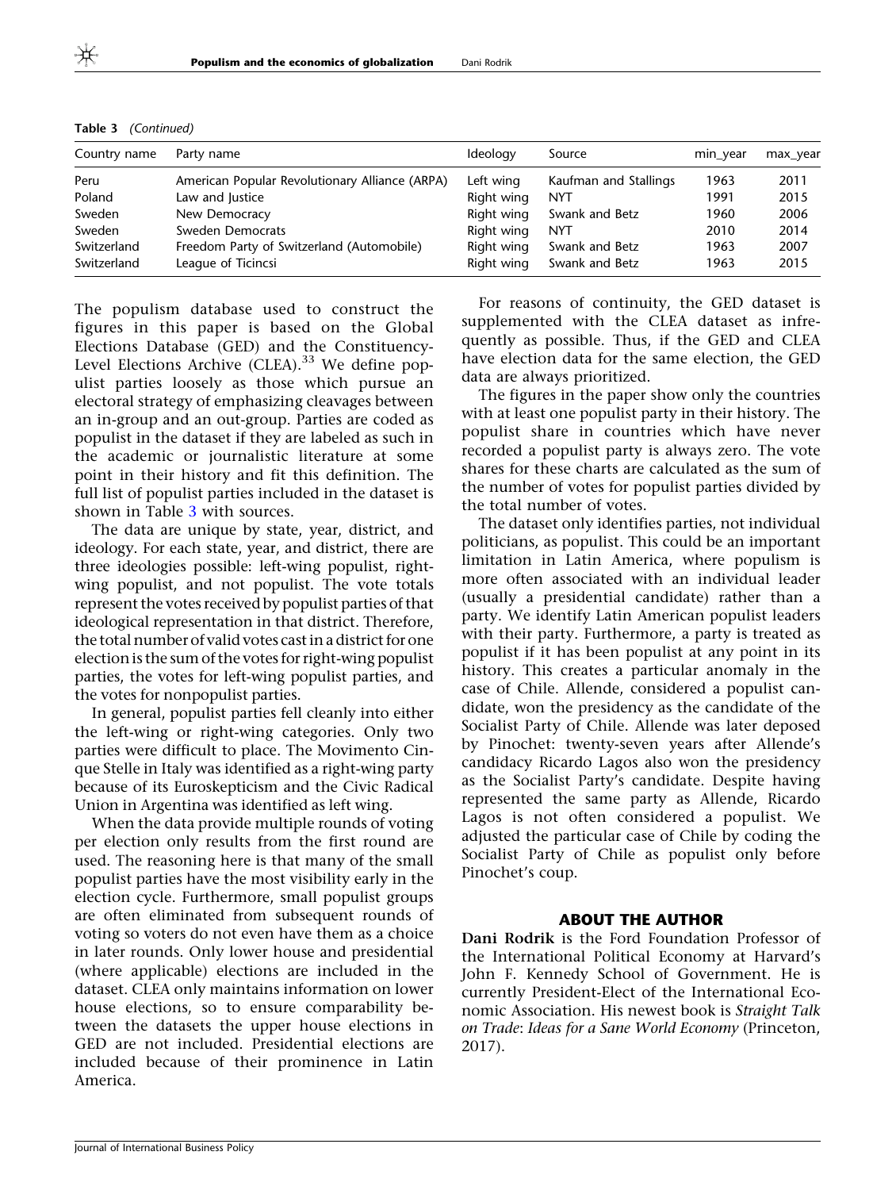Table 3 (Continued)

| Country name | Party name | Ideology | Source | min_year | max_year |
|---|---|---|---|---|---|
| Peru | American Popular Revolutionary Alliance (ARPA) | Left wing | Kaufman and Stallings | 1963 | 2011 |
| Poland | Law and Justice | Right wing | NYT | 1991 | 2015 |
| Sweden | New Democracy | Right wing | Swank and Betz | 1960 | 2006 |
| Sweden | Sweden Democrats | Right wing | NYT | 2010 | 2014 |
| Switzerland | Freedom Party of Switzerland (Automobile) | Right wing | Swank and Betz | 1963 | 2007 |
| Switzerland | League of Ticincsi | Right wing | Swank and Betz | 1963 | 2015 |

The populism database used to construct the figures in this paper is based on the Global Elections Database (GED) and the Constituency-Level Elections Archive (CLEA).[33] We define populist parties loosely as those which pursue an electoral strategy of emphasizing cleavages between an in-group and an out-group. Parties are coded as populist in the dataset if they are labeled as such in the academic or journalistic literature at some point in their history and fit this definition. The full list of populist parties included in the dataset is shown in Table 3 with sources.

The data are unique by state, year, district, and ideology. For each state, year, and district, there are three ideologies possible: left-wing populist, right-wing populist, and not populist. The vote totals represent the votes received by populist parties of that ideological representation in that district. Therefore, the total number of valid votes cast in a district for one election is the sum of the votes for right-wing populist parties, the votes for left-wing populist parties, and the votes for nonpopulist parties.

In general, populist parties fell cleanly into either the left-wing or right-wing categories. Only two parties were difficult to place. The Movimento Cinque Stelle in Italy was identified as a right-wing party because of its Euroskepticism and the Civic Radical Union in Argentina was identified as left wing.

When the data provide multiple rounds of voting per election only results from the first round are used. The reasoning here is that many of the small populist parties have the most visibility early in the election cycle. Furthermore, small populist groups are often eliminated from subsequent rounds of voting so voters do not even have them as a choice in later rounds. Only lower house and presidential (where applicable) elections are included in the dataset. CLEA only maintains information on lower house elections, so to ensure comparability between the datasets the upper house elections in GED are not included. Presidential elections are included because of their prominence in Latin America.

For reasons of continuity, the GED dataset is supplemented with the CLEA dataset as infrequently as possible. Thus, if the GED and CLEA have election data for the same election, the GED data are always prioritized.

The figures in the paper show only the countries with at least one populist party in their history. The populist share in countries which have never recorded a populist party is always zero. The vote shares for these charts are calculated as the sum of the number of votes for populist parties divided by the total number of votes.

The dataset only identifies parties, not individual politicians, as populist. This could be an important limitation in Latin America, where populism is more often associated with an individual leader (usually a presidential candidate) rather than a party. We identify Latin American populist leaders with their party. Furthermore, a party is treated as populist if it has been populist at any point in its history. This creates a particular anomaly in the case of Chile. Allende, considered a populist candidate, won the presidency as the candidate of the Socialist Party of Chile. Allende was later deposed by Pinochet: twenty-seven years after Allende's candidacy Ricardo Lagos also won the presidency as the Socialist Party's candidate. Despite having represented the same party as Allende, Ricardo Lagos is not often considered a populist. We adjusted the particular case of Chile by coding the Socialist Party of Chile as populist only before Pinochet's coup.

## ABOUT THE AUTHOR

**Dani Rodrik** is the Ford Foundation Professor of the International Political Economy at Harvard's John F. Kennedy School of Government. He is currently President-Elect of the International Economic Association. His newest book is *Straight Talk on Trade: Ideas for a Sane World Economy* (Princeton, 2017).